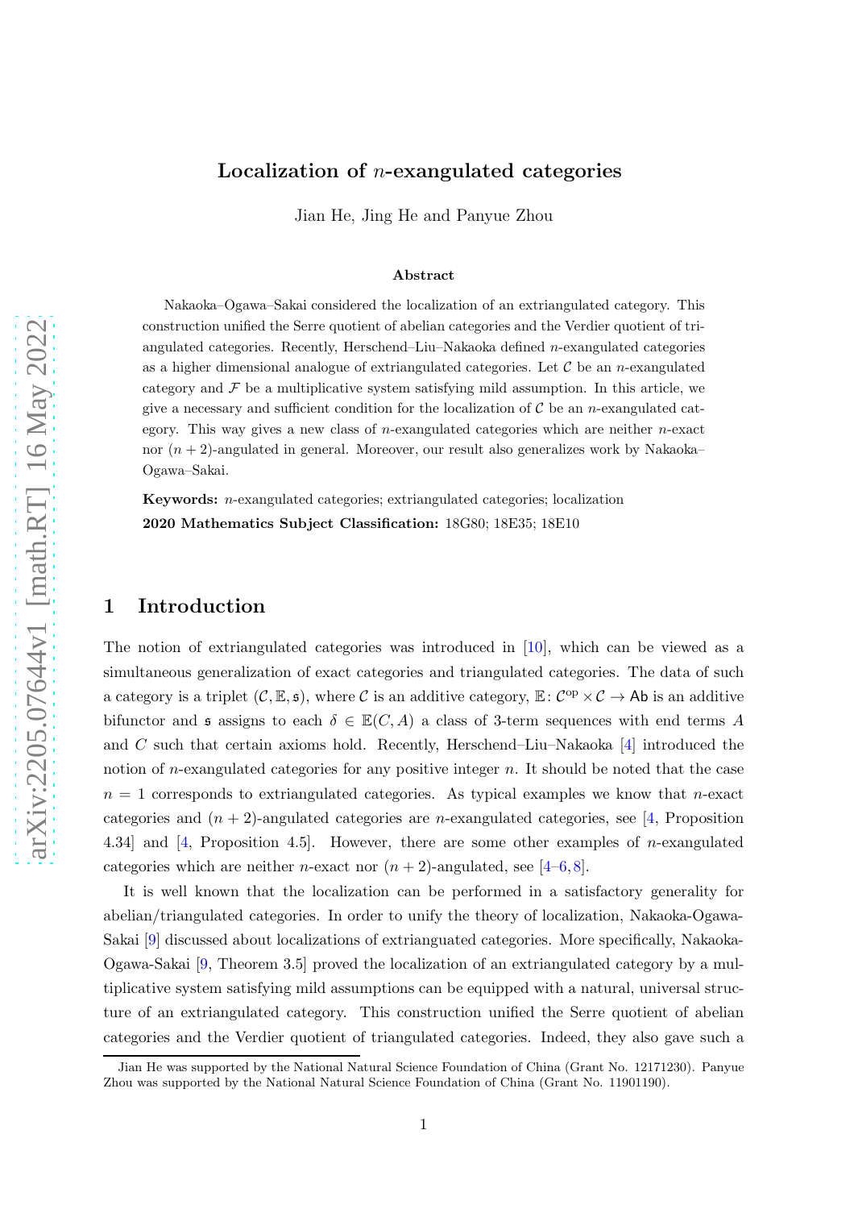# Localization of $n$-exangulated categories

Jian He, Jing He and Panyue Zhou

### Abstract

Nakaoka–Ogawa–Sakai considered the localization of an extriangulated category. This construction unified the Serre quotient of abelian categories and the Verdier quotient of triangulated categories. Recently, Herschend–Liu–Nakaoka defined $n$-exangulated categories as a higher dimensional analogue of extriangulated categories. Let $\mathcal{C}$ be an $n$-exangulated category and $\mathcal{F}$ be a multiplicative system satisfying mild assumption. In this article, we give a necessary and sufficient condition for the localization of $\mathcal{C}$ be an $n$-exangulated category. This way gives a new class of $n$-exangulated categories which are neither $n$-exact nor $(n+2)$-angulated in general. Moreover, our result also generalizes work by Nakaoka–Ogawa–Sakai.

**Keywords:** $n$-exangulated categories; extriangulated categories; localization

**2020 Mathematics Subject Classification:** 18G80; 18E35; 18E10

## 1 Introduction

The notion of extriangulated categories was introduced in [10], which can be viewed as a simultaneous generalization of exact categories and triangulated categories. The data of such a category is a triplet $(\mathcal{C}, \mathbb{E}, \mathfrak{s})$, where $\mathcal{C}$ is an additive category, $\mathbb{E}\colon \mathcal{C}^{\rm op} \times \mathcal{C} \to \mathsf{Ab}$ is an additive bifunctor and $\mathfrak{s}$ assigns to each $\delta \in \mathbb{E}(C, A)$ a class of 3-term sequences with end terms $A$ and $C$ such that certain axioms hold. Recently, Herschend–Liu–Nakaoka [4] introduced the notion of $n$-exangulated categories for any positive integer $n$. It should be noted that the case $n = 1$ corresponds to extriangulated categories. As typical examples we know that $n$-exact categories and $(n+2)$-angulated categories are $n$-exangulated categories, see [4, Proposition 4.34] and [4, Proposition 4.5]. However, there are some other examples of $n$-exangulated categories which are neither $n$-exact nor $(n+2)$-angulated, see [4–6, 8].

It is well known that the localization can be performed in a satisfactory generality for abelian/triangulated categories. In order to unify the theory of localization, Nakaoka-Ogawa-Sakai [9] discussed about localizations of extrianguated categories. More specifically, Nakaoka-Ogawa-Sakai [9, Theorem 3.5] proved the localization of an extriangulated category by a multiplicative system satisfying mild assumptions can be equipped with a natural, universal structure of an extriangulated category. This construction unified the Serre quotient of abelian categories and the Verdier quotient of triangulated categories. Indeed, they also gave such a

Jian He was supported by the National Natural Science Foundation of China (Grant No. 12171230). Panyue Zhou was supported by the National Natural Science Foundation of China (Grant No. 11901190).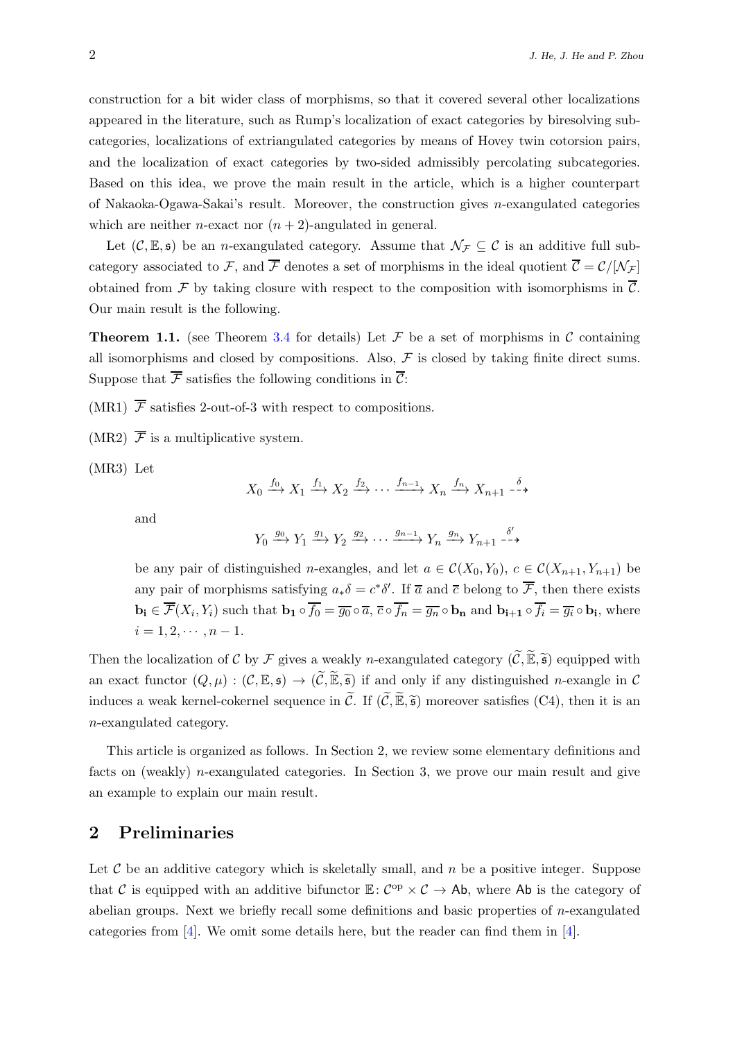construction for a bit wider class of morphisms, so that it covered several other localizations appeared in the literature, such as Rump's localization of exact categories by biresolving subcategories, localizations of extriangulated categories by means of Hovey twin cotorsion pairs, and the localization of exact categories by two-sided admissibly percolating subcategories. Based on this idea, we prove the main result in the article, which is a higher counterpart of Nakaoka-Ogawa-Sakai's result. Moreover, the construction gives $n$-exangulated categories which are neither $n$-exact nor $(n+2)$-angulated in general.

Let $(\mathcal{C}, \mathbb{E}, \mathfrak{s})$ be an $n$-exangulated category. Assume that $\mathcal{N}_{\mathcal{F}} \subseteq \mathcal{C}$ is an additive full subcategory associated to $\mathcal{F}$, and $\overline{\mathcal{F}}$ denotes a set of morphisms in the ideal quotient $\overline{\mathcal{C}} = \mathcal{C}/[\mathcal{N}_{\mathcal{F}}]$ obtained from $\mathcal{F}$ by taking closure with respect to the composition with isomorphisms in $\overline{\mathcal{C}}$. Our main result is the following.

**Theorem 1.1.** (see Theorem 3.4 for details) Let $\mathcal{F}$ be a set of morphisms in $\mathcal{C}$ containing all isomorphisms and closed by compositions. Also, $\mathcal{F}$ is closed by taking finite direct sums. Suppose that $\overline{\mathcal{F}}$ satisfies the following conditions in $\overline{\mathcal{C}}$:

(MR1) $\overline{\mathcal{F}}$ satisfies 2-out-of-3 with respect to compositions.

(MR2) $\overline{\mathcal{F}}$ is a multiplicative system.

(MR3) Let

$$X_0 \xrightarrow{f_0} X_1 \xrightarrow{f_1} X_2 \xrightarrow{f_2} \cdots \xrightarrow{f_{n-1}} X_n \xrightarrow{f_n} X_{n+1} \overset{\delta}{\dashrightarrow}$$

and

$$Y_0 \xrightarrow{g_0} Y_1 \xrightarrow{g_1} Y_2 \xrightarrow{g_2} \cdots \xrightarrow{g_{n-1}} Y_n \xrightarrow{g_n} Y_{n+1} \overset{\delta'}{\dashrightarrow}$$

be any pair of distinguished $n$-exangles, and let $a \in \mathcal{C}(X_0, Y_0)$, $c \in \mathcal{C}(X_{n+1}, Y_{n+1})$ be any pair of morphisms satisfying $a_*\delta = c^*\delta'$. If $\overline{a}$ and $\overline{c}$ belong to $\overline{\mathcal{F}}$, then there exists $\mathbf{b_i} \in \overline{\mathcal{F}}(X_i, Y_i)$ such that $\mathbf{b_1} \circ \overline{f_0} = \overline{g_0} \circ \overline{a}$, $\overline{c} \circ \overline{f_n} = \overline{g_n} \circ \mathbf{b_n}$ and $\mathbf{b_{i+1}} \circ \overline{f_i} = \overline{g_i} \circ \mathbf{b_i}$, where $i = 1, 2, \cdots, n-1$.

Then the localization of $\mathcal{C}$ by $\mathcal{F}$ gives a weakly $n$-exangulated category $(\widetilde{\mathcal{C}}, \widetilde{\mathbb{E}}, \widetilde{\mathfrak{s}})$ equipped with an exact functor $(Q, \mu) : (\mathcal{C}, \mathbb{E}, \mathfrak{s}) \to (\widetilde{\mathcal{C}}, \widetilde{\mathbb{E}}, \widetilde{\mathfrak{s}})$ if and only if any distinguished $n$-exangle in $\mathcal{C}$ induces a weak kernel-cokernel sequence in $\widetilde{\mathcal{C}}$. If $(\widetilde{\mathcal{C}}, \widetilde{\mathbb{E}}, \widetilde{\mathfrak{s}})$ moreover satisfies (C4), then it is an $n$-exangulated category.

This article is organized as follows. In Section 2, we review some elementary definitions and facts on (weakly) $n$-exangulated categories. In Section 3, we prove our main result and give an example to explain our main result.

## 2 Preliminaries

Let $\mathcal{C}$ be an additive category which is skeletally small, and $n$ be a positive integer. Suppose that $\mathcal{C}$ is equipped with an additive bifunctor $\mathbb{E}\colon \mathcal{C}^{\mathrm{op}} \times \mathcal{C} \to \mathsf{Ab}$, where $\mathsf{Ab}$ is the category of abelian groups. Next we briefly recall some definitions and basic properties of $n$-exangulated categories from [4]. We omit some details here, but the reader can find them in [4].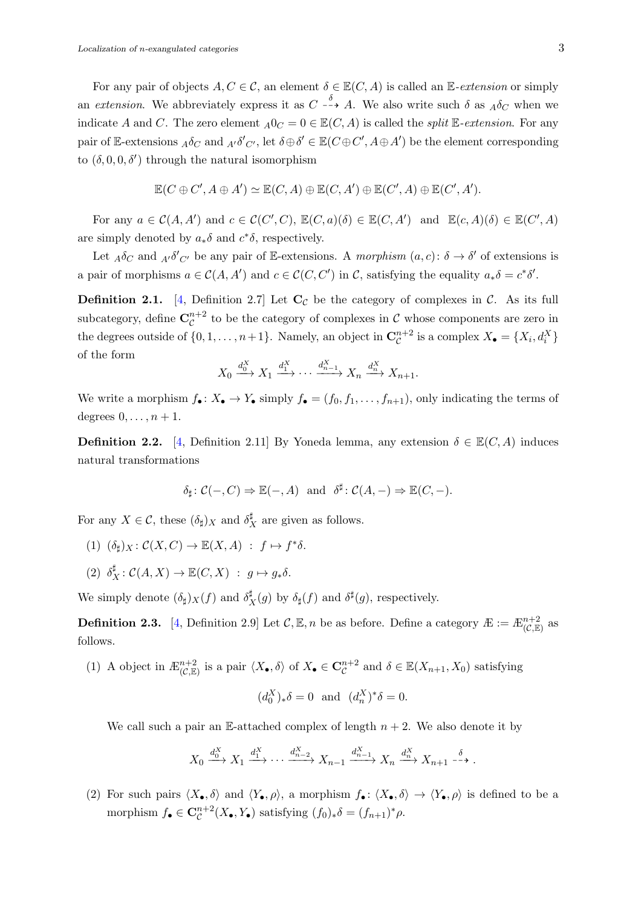For any pair of objects $A, C \in \mathcal{C}$, an element $\delta \in \mathbb{E}(C, A)$ is called an $\mathbb{E}$-*extension* or simply an *extension*. We abbreviately express it as $C \overset{\delta}{\dashrightarrow} A$. We also write such $\delta$ as ${}_A\delta_C$ when we indicate $A$ and $C$. The zero element ${}_A0_C = 0 \in \mathbb{E}(C, A)$ is called the *split* $\mathbb{E}$-*extension*. For any pair of $\mathbb{E}$-extensions ${}_A\delta_C$ and ${}_{A'}\delta'_{C'}$, let $\delta \oplus \delta' \in \mathbb{E}(C \oplus C', A \oplus A')$ be the element corresponding to $(\delta, 0, 0, \delta')$ through the natural isomorphism

$$\mathbb{E}(C \oplus C', A \oplus A') \simeq \mathbb{E}(C, A) \oplus \mathbb{E}(C, A') \oplus \mathbb{E}(C', A) \oplus \mathbb{E}(C', A').$$

For any $a \in \mathcal{C}(A, A')$ and $c \in \mathcal{C}(C', C)$, $\mathbb{E}(C, a)(\delta) \in \mathbb{E}(C, A')$ and $\mathbb{E}(c, A)(\delta) \in \mathbb{E}(C', A)$ are simply denoted by $a_*\delta$ and $c^*\delta$, respectively.

Let ${}_A\delta_C$ and ${}_{A'}\delta'_{C'}$ be any pair of $\mathbb{E}$-extensions. A *morphism* $(a, c)\colon \delta \to \delta'$ of extensions is a pair of morphisms $a \in \mathcal{C}(A, A')$ and $c \in \mathcal{C}(C, C')$ in $\mathcal{C}$, satisfying the equality $a_*\delta = c^*\delta'$.

**Definition 2.1.** [4, Definition 2.7] Let $\mathbf{C}_{\mathcal{C}}$ be the category of complexes in $\mathcal{C}$. As its full subcategory, define $\mathbf{C}^{n+2}_{\mathcal{C}}$ to be the category of complexes in $\mathcal{C}$ whose components are zero in the degrees outside of $\{0, 1, \ldots, n+1\}$. Namely, an object in $\mathbf{C}^{n+2}_{\mathcal{C}}$ is a complex $X_\bullet = \{X_i, d_i^X\}$ of the form

$$X_0 \xrightarrow{d_0^X} X_1 \xrightarrow{d_1^X} \cdots \xrightarrow{d_{n-1}^X} X_n \xrightarrow{d_n^X} X_{n+1}.$$

We write a morphism $f_\bullet\colon X_\bullet \to Y_\bullet$ simply $f_\bullet = (f_0, f_1, \ldots, f_{n+1})$, only indicating the terms of degrees $0, \ldots, n+1$.

**Definition 2.2.** [4, Definition 2.11] By Yoneda lemma, any extension $\delta \in \mathbb{E}(C, A)$ induces natural transformations

$$\delta_\sharp\colon \mathcal{C}(-, C) \Rightarrow \mathbb{E}(-, A) \ \text{ and } \ \delta^\sharp\colon \mathcal{C}(A, -) \Rightarrow \mathbb{E}(C, -).$$

For any $X \in \mathcal{C}$, these $(\delta_\sharp)_X$ and $\delta^\sharp_X$ are given as follows.

(1) $(\delta_\sharp)_X\colon \mathcal{C}(X, C) \to \mathbb{E}(X, A) \ : \ f \mapsto f^*\delta.$

(2) $\delta^\sharp_X\colon \mathcal{C}(A, X) \to \mathbb{E}(C, X) \ : \ g \mapsto g_*\delta.$

We simply denote $(\delta_\sharp)_X(f)$ and $\delta^\sharp_X(g)$ by $\delta_\sharp(f)$ and $\delta^\sharp(g)$, respectively.

**Definition 2.3.** [4, Definition 2.9] Let $\mathcal{C}, \mathbb{E}, n$ be as before. Define a category $\text{Æ} := \text{Æ}^{n+2}_{(\mathcal{C},\mathbb{E})}$ as follows.

(1) A object in $\text{Æ}^{n+2}_{(\mathcal{C},\mathbb{E})}$ is a pair $\langle X_\bullet, \delta\rangle$ of $X_\bullet \in \mathbf{C}^{n+2}_{\mathcal{C}}$ and $\delta \in \mathbb{E}(X_{n+1}, X_0)$ satisfying

$$(d_0^X)_*\delta = 0 \ \text{ and } \ (d_n^X)^*\delta = 0.$$

We call such a pair an $\mathbb{E}$-attached complex of length $n+2$. We also denote it by

$$X_0 \xrightarrow{d_0^X} X_1 \xrightarrow{d_1^X} \cdots \xrightarrow{d_{n-2}^X} X_{n-1} \xrightarrow{d_{n-1}^X} X_n \xrightarrow{d_n^X} X_{n+1} \overset{\delta}{\dashrightarrow}.$$

(2) For such pairs $\langle X_\bullet, \delta\rangle$ and $\langle Y_\bullet, \rho\rangle$, a morphism $f_\bullet\colon \langle X_\bullet, \delta\rangle \to \langle Y_\bullet, \rho\rangle$ is defined to be a morphism $f_\bullet \in \mathbf{C}^{n+2}_{\mathcal{C}}(X_\bullet, Y_\bullet)$ satisfying $(f_0)_*\delta = (f_{n+1})^*\rho$.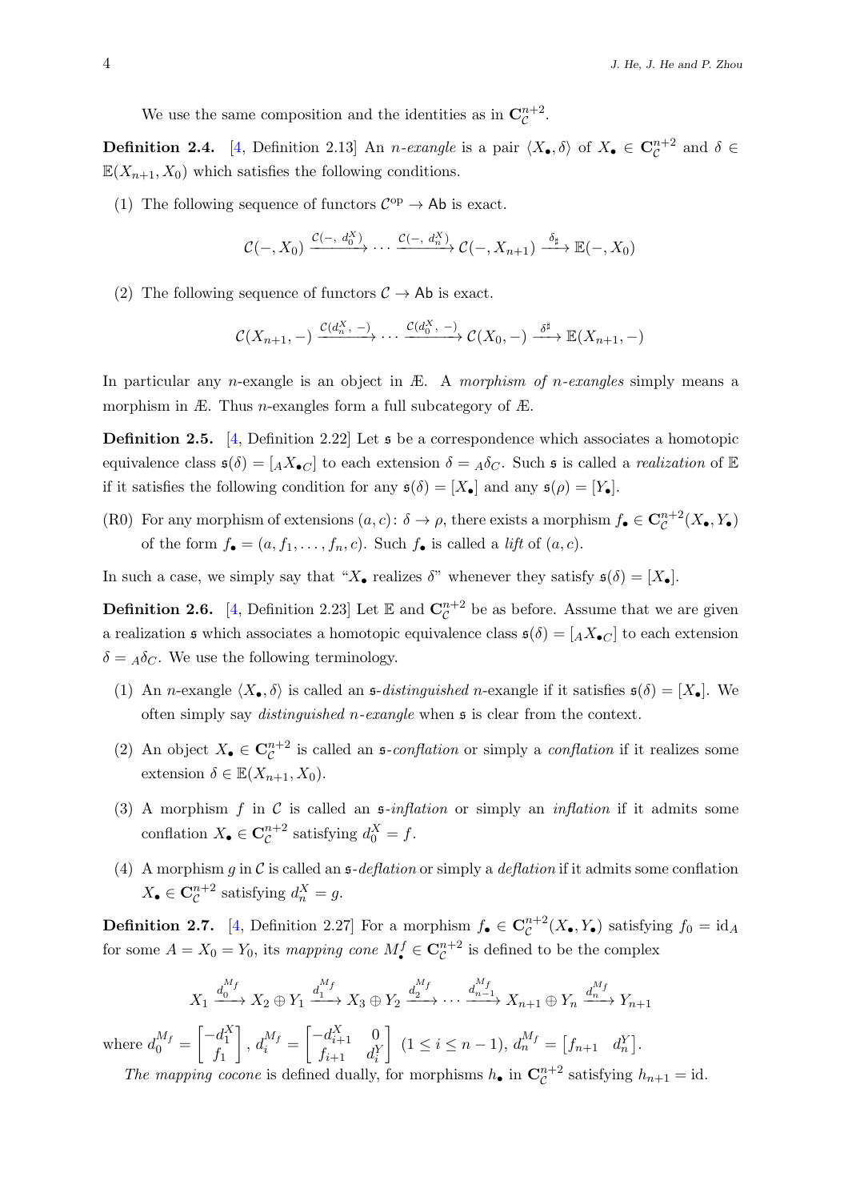We use the same composition and the identities as in $\mathbf{C}^{n+2}_{\mathcal{C}}$.

**Definition 2.4.** [4, Definition 2.13] An *$n$-exangle* is a pair $\langle X_\bullet, \delta\rangle$ of $X_\bullet \in \mathbf{C}^{n+2}_{\mathcal{C}}$ and $\delta \in \mathbb{E}(X_{n+1}, X_0)$ which satisfies the following conditions.

(1) The following sequence of functors $\mathcal{C}^{\mathrm{op}} \to \mathsf{Ab}$ is exact.

$$\mathcal{C}(-, X_0) \xrightarrow{\mathcal{C}(-,\, d_0^X)} \cdots \xrightarrow{\mathcal{C}(-,\, d_n^X)} \mathcal{C}(-, X_{n+1}) \xrightarrow{\delta_\sharp} \mathbb{E}(-, X_0)$$

(2) The following sequence of functors $\mathcal{C} \to \mathsf{Ab}$ is exact.

$$\mathcal{C}(X_{n+1}, -) \xrightarrow{\mathcal{C}(d_n^X,\, -)} \cdots \xrightarrow{\mathcal{C}(d_0^X,\, -)} \mathcal{C}(X_0, -) \xrightarrow{\delta^\sharp} \mathbb{E}(X_{n+1}, -)$$

In particular any $n$-exangle is an object in Æ. A *morphism of $n$-exangles* simply means a morphism in Æ. Thus $n$-exangles form a full subcategory of Æ.

**Definition 2.5.** [4, Definition 2.22] Let $\mathfrak{s}$ be a correspondence which associates a homotopic equivalence class $\mathfrak{s}(\delta) = [{}_A X_\bullet{}_C]$ to each extension $\delta = {}_A\delta_C$. Such $\mathfrak{s}$ is called a *realization* of $\mathbb{E}$ if it satisfies the following condition for any $\mathfrak{s}(\delta) = [X_\bullet]$ and any $\mathfrak{s}(\rho) = [Y_\bullet]$.

(R0) For any morphism of extensions $(a, c)\colon \delta \to \rho$, there exists a morphism $f_\bullet \in \mathbf{C}^{n+2}_{\mathcal{C}}(X_\bullet, Y_\bullet)$ of the form $f_\bullet = (a, f_1, \ldots, f_n, c)$. Such $f_\bullet$ is called a *lift* of $(a, c)$.

In such a case, we simply say that "$X_\bullet$ realizes $\delta$" whenever they satisfy $\mathfrak{s}(\delta) = [X_\bullet]$.

**Definition 2.6.** [4, Definition 2.23] Let $\mathbb{E}$ and $\mathbf{C}^{n+2}_{\mathcal{C}}$ be as before. Assume that we are given a realization $\mathfrak{s}$ which associates a homotopic equivalence class $\mathfrak{s}(\delta) = [{}_A X_\bullet{}_C]$ to each extension $\delta = {}_A\delta_C$. We use the following terminology.

(1) An $n$-exangle $\langle X_\bullet, \delta\rangle$ is called an *$\mathfrak{s}$-distinguished* $n$-exangle if it satisfies $\mathfrak{s}(\delta) = [X_\bullet]$. We often simply say *distinguished $n$-exangle* when $\mathfrak{s}$ is clear from the context.

(2) An object $X_\bullet \in \mathbf{C}^{n+2}_{\mathcal{C}}$ is called an *$\mathfrak{s}$-conflation* or simply a *conflation* if it realizes some extension $\delta \in \mathbb{E}(X_{n+1}, X_0)$.

(3) A morphism $f$ in $\mathcal{C}$ is called an *$\mathfrak{s}$-inflation* or simply an *inflation* if it admits some conflation $X_\bullet \in \mathbf{C}^{n+2}_{\mathcal{C}}$ satisfying $d_0^X = f$.

(4) A morphism $g$ in $\mathcal{C}$ is called an *$\mathfrak{s}$-deflation* or simply a *deflation* if it admits some conflation $X_\bullet \in \mathbf{C}^{n+2}_{\mathcal{C}}$ satisfying $d_n^X = g$.

**Definition 2.7.** [4, Definition 2.27] For a morphism $f_\bullet \in \mathbf{C}^{n+2}_{\mathcal{C}}(X_\bullet, Y_\bullet)$ satisfying $f_0 = \mathrm{id}_A$ for some $A = X_0 = Y_0$, its *mapping cone* $M^f_\bullet \in \mathbf{C}^{n+2}_{\mathcal{C}}$ is defined to be the complex

$$X_1 \xrightarrow{d_0^{M_f}} X_2 \oplus Y_1 \xrightarrow{d_1^{M_f}} X_3 \oplus Y_2 \xrightarrow{d_2^{M_f}} \cdots \xrightarrow{d_{n-1}^{M_f}} X_{n+1} \oplus Y_n \xrightarrow{d_n^{M_f}} Y_{n+1}$$

where $d_0^{M_f} = \begin{bmatrix} -d_1^X \\ f_1 \end{bmatrix}$, $d_i^{M_f} = \begin{bmatrix} -d_{i+1}^X & 0 \\ f_{i+1} & d_i^Y \end{bmatrix}$ $(1 \le i \le n-1)$, $d_n^{M_f} = \begin{bmatrix} f_{n+1} & d_n^Y \end{bmatrix}$.

*The mapping cocone* is defined dually, for morphisms $h_\bullet$ in $\mathbf{C}^{n+2}_{\mathcal{C}}$ satisfying $h_{n+1} = \mathrm{id}$.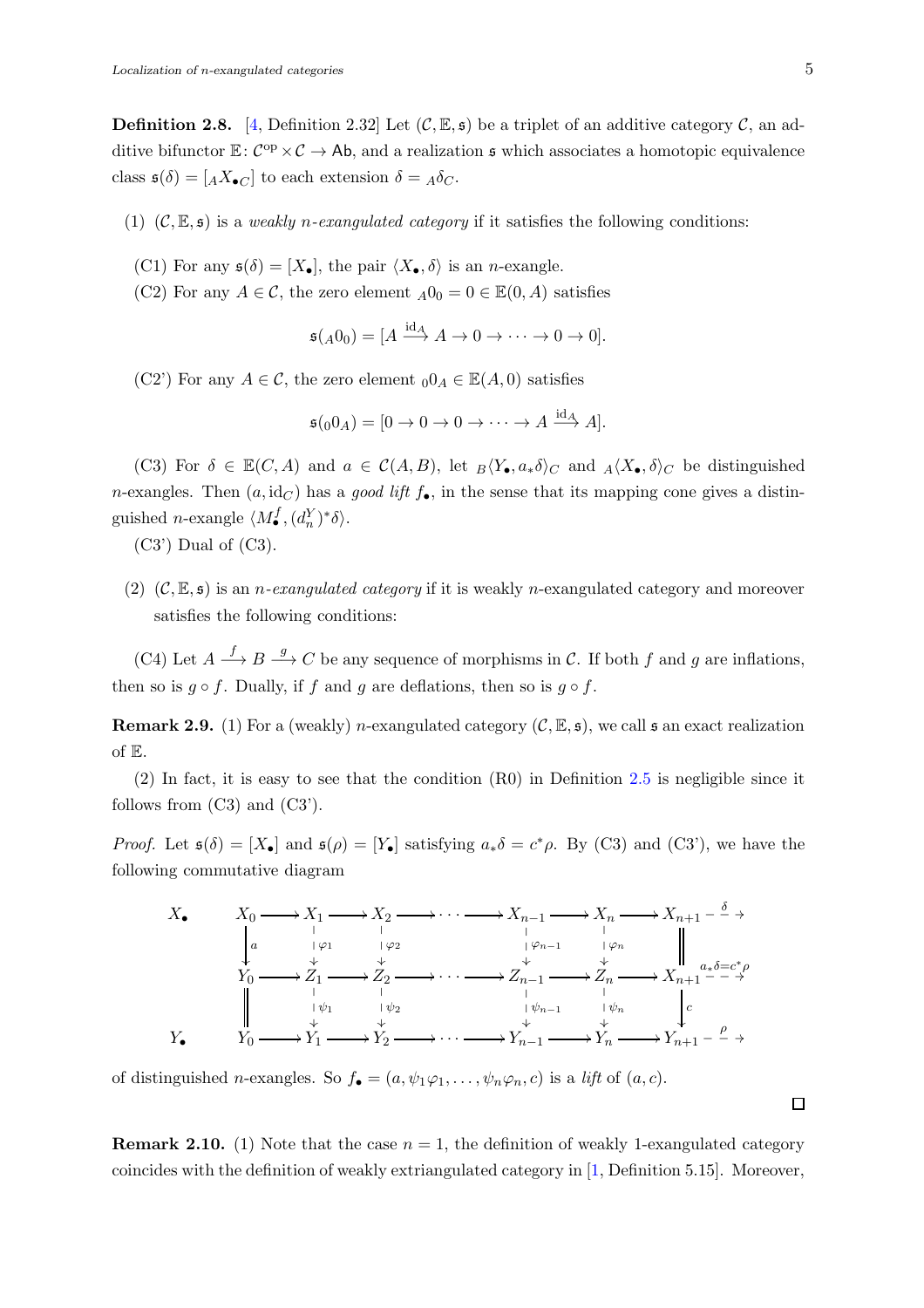**Definition 2.8.** [4, Definition 2.32] Let $(\mathcal{C}, \mathbb{E}, \mathfrak{s})$ be a triplet of an additive category $\mathcal{C}$, an additive bifunctor $\mathbb{E}\colon \mathcal{C}^{\mathrm{op}} \times \mathcal{C} \to \mathsf{Ab}$, and a realization $\mathfrak{s}$ which associates a homotopic equivalence class $\mathfrak{s}(\delta) = [{}_AX_{\bullet C}]$ to each extension $\delta = {}_A\delta_C$.

(1) $(\mathcal{C}, \mathbb{E}, \mathfrak{s})$ is a *weakly $n$-exangulated category* if it satisfies the following conditions:

(C1) For any $\mathfrak{s}(\delta) = [X_\bullet]$, the pair $\langle X_\bullet, \delta\rangle$ is an $n$-exangle.

(C2) For any $A \in \mathcal{C}$, the zero element ${}_A0_0 = 0 \in \mathbb{E}(0, A)$ satisfies

$$\mathfrak{s}({}_A0_0) = [A \xrightarrow{\mathrm{id}_A} A \to 0 \to \cdots \to 0 \to 0].$$

(C2') For any $A \in \mathcal{C}$, the zero element ${}_00_A \in \mathbb{E}(A, 0)$ satisfies

$$\mathfrak{s}({}_00_A) = [0 \to 0 \to 0 \to \cdots \to A \xrightarrow{\mathrm{id}_A} A].$$

(C3) For $\delta \in \mathbb{E}(C, A)$ and $a \in \mathcal{C}(A, B)$, let ${}_B\langle Y_\bullet, a_*\delta\rangle_C$ and ${}_A\langle X_\bullet, \delta\rangle_C$ be distinguished $n$-exangles. Then $(a, \mathrm{id}_C)$ has a *good lift* $f_\bullet$, in the sense that its mapping cone gives a distinguished $n$-exangle $\langle M^f_\bullet, (d^Y_n)^*\delta\rangle$.

(C3') Dual of (C3).

(2) $(\mathcal{C}, \mathbb{E}, \mathfrak{s})$ is an *$n$-exangulated category* if it is weakly $n$-exangulated category and moreover satisfies the following conditions:

(C4) Let $A \xrightarrow{f} B \xrightarrow{g} C$ be any sequence of morphisms in $\mathcal{C}$. If both $f$ and $g$ are inflations, then so is $g \circ f$. Dually, if $f$ and $g$ are deflations, then so is $g \circ f$.

**Remark 2.9.** (1) For a (weakly) $n$-exangulated category $(\mathcal{C}, \mathbb{E}, \mathfrak{s})$, we call $\mathfrak{s}$ an exact realization of $\mathbb{E}$.

(2) In fact, it is easy to see that the condition (R0) in Definition 2.5 is negligible since it follows from (C3) and (C3').

*Proof.* Let $\mathfrak{s}(\delta) = [X_\bullet]$ and $\mathfrak{s}(\rho) = [Y_\bullet]$ satisfying $a_*\delta = c^*\rho$. By (C3) and (C3'), we have the following commutative diagram

$$\begin{array}{ccccccccccccccc}
X_\bullet & & X_0 & \longrightarrow & X_1 & \longrightarrow & X_2 & \longrightarrow \cdots \longrightarrow & X_{n-1} & \longrightarrow & X_n & \longrightarrow & X_{n+1} & \overset{\delta}{\dashrightarrow} & \\
& & \downarrow{\scriptstyle a} & & \downarrow{\scriptstyle \varphi_1} & & \downarrow{\scriptstyle \varphi_2} & & \downarrow{\scriptstyle \varphi_{n-1}} & & \downarrow{\scriptstyle \varphi_n} & & \| & & \\
& & Y_0 & \longrightarrow & Z_1 & \longrightarrow & Z_2 & \longrightarrow \cdots \longrightarrow & Z_{n-1} & \longrightarrow & Z_n & \longrightarrow & X_{n+1} & \overset{a_*\delta = c^*\rho}{\dashrightarrow} & \\
& & \| & & \downarrow{\scriptstyle \psi_1} & & \downarrow{\scriptstyle \psi_2} & & \downarrow{\scriptstyle \psi_{n-1}} & & \downarrow{\scriptstyle \psi_n} & & \downarrow{\scriptstyle c} & & \\
Y_\bullet & & Y_0 & \longrightarrow & Y_1 & \longrightarrow & Y_2 & \longrightarrow \cdots \longrightarrow & Y_{n-1} & \longrightarrow & Y_n & \longrightarrow & Y_{n+1} & \overset{\rho}{\dashrightarrow} &
\end{array}$$

of distinguished $n$-exangles. So $f_\bullet = (a, \psi_1\varphi_1, \ldots, \psi_n\varphi_n, c)$ is a *lift* of $(a, c)$. $\square$

**Remark 2.10.** (1) Note that the case $n = 1$, the definition of weakly 1-exangulated category coincides with the definition of weakly extriangulated category in [1, Definition 5.15]. Moreover,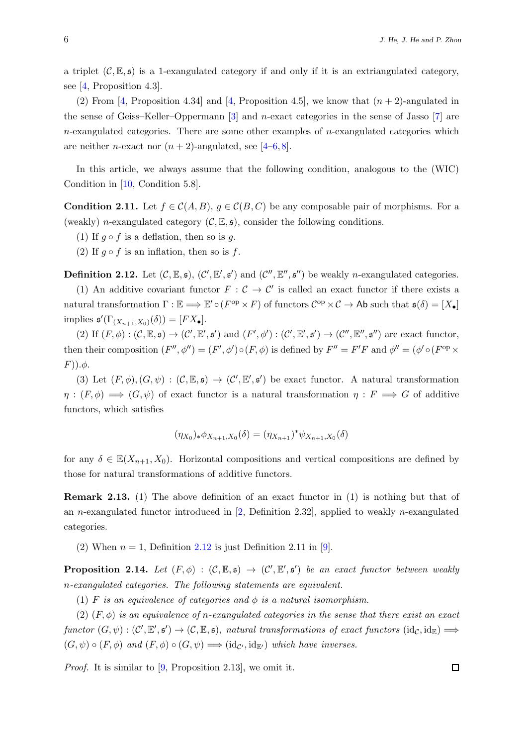a triplet $(\mathcal{C}, \mathbb{E}, \mathfrak{s})$ is a 1-exangulated category if and only if it is an extriangulated category, see [4, Proposition 4.3].

(2) From [4, Proposition 4.34] and [4, Proposition 4.5], we know that $(n+2)$-angulated in the sense of Geiss–Keller–Oppermann [3] and $n$-exact categories in the sense of Jasso [7] are $n$-exangulated categories. There are some other examples of $n$-exangulated categories which are neither $n$-exact nor $(n+2)$-angulated, see [4–6, 8].

In this article, we always assume that the following condition, analogous to the (WIC) Condition in [10, Condition 5.8].

**Condition 2.11.** Let $f \in \mathcal{C}(A, B)$, $g \in \mathcal{C}(B, C)$ be any composable pair of morphisms. For a (weakly) $n$-exangulated category $(\mathcal{C}, \mathbb{E}, \mathfrak{s})$, consider the following conditions.

(1) If $g \circ f$ is a deflation, then so is $g$.

(2) If $g \circ f$ is an inflation, then so is $f$.

**Definition 2.12.** Let $(\mathcal{C}, \mathbb{E}, \mathfrak{s})$, $(\mathcal{C}', \mathbb{E}', \mathfrak{s}')$ and $(\mathcal{C}'', \mathbb{E}'', \mathfrak{s}'')$ be weakly $n$-exangulated categories.

(1) An additive covariant functor $F : \mathcal{C} \to \mathcal{C}'$ is called an exact functor if there exists a natural transformation $\Gamma : \mathbb{E} \Longrightarrow \mathbb{E}' \circ (F^{\mathrm{op}} \times F)$ of functors $\mathcal{C}^{\mathrm{op}} \times \mathcal{C} \to \mathsf{Ab}$ such that $\mathfrak{s}(\delta) = [X_\bullet]$ implies $\mathfrak{s}'(\Gamma_{(X_{n+1}, X_0)}(\delta)) = [FX_\bullet]$.

(2) If $(F, \phi) : (\mathcal{C}, \mathbb{E}, \mathfrak{s}) \to (\mathcal{C}', \mathbb{E}', \mathfrak{s}')$ and $(F', \phi') : (\mathcal{C}', \mathbb{E}', \mathfrak{s}') \to (\mathcal{C}'', \mathbb{E}'', \mathfrak{s}'')$ are exact functor, then their composition $(F'', \phi'') = (F', \phi') \circ (F, \phi)$ is defined by $F'' = F'F$ and $\phi'' = (\phi' \circ (F^{\mathrm{op}} \times F)).\phi$.

(3) Let $(F, \phi), (G, \psi) : (\mathcal{C}, \mathbb{E}, \mathfrak{s}) \to (\mathcal{C}', \mathbb{E}', \mathfrak{s}')$ be exact functor. A natural transformation $\eta : (F, \phi) \Longrightarrow (G, \psi)$ of exact functor is a natural transformation $\eta : F \Longrightarrow G$ of additive functors, which satisfies

$$(\eta_{X_0})_* \phi_{X_{n+1}, X_0}(\delta) = (\eta_{X_{n+1}})^* \psi_{X_{n+1}, X_0}(\delta)$$

for any $\delta \in \mathbb{E}(X_{n+1}, X_0)$. Horizontal compositions and vertical compositions are defined by those for natural transformations of additive functors.

**Remark 2.13.** (1) The above definition of an exact functor in (1) is nothing but that of an $n$-exangulated functor introduced in [2, Definition 2.32], applied to weakly $n$-exangulated categories.

(2) When $n = 1$, Definition 2.12 is just Definition 2.11 in [9].

**Proposition 2.14.** *Let $(F, \phi) : (\mathcal{C}, \mathbb{E}, \mathfrak{s}) \to (\mathcal{C}', \mathbb{E}', \mathfrak{s}')$ be an exact functor between weakly $n$-exangulated categories. The following statements are equivalent.*

*(1) $F$ is an equivalence of categories and $\phi$ is a natural isomorphism.*

*(2) $(F, \phi)$ is an equivalence of $n$-exangulated categories in the sense that there exist an exact functor $(G, \psi) : (\mathcal{C}', \mathbb{E}', \mathfrak{s}') \to (\mathcal{C}, \mathbb{E}, \mathfrak{s})$, natural transformations of exact functors $(\mathrm{id}_{\mathcal{C}}, \mathrm{id}_{\mathbb{E}}) \Longrightarrow (G, \psi) \circ (F, \phi)$ and $(F, \phi) \circ (G, \psi) \Longrightarrow (\mathrm{id}_{\mathcal{C}'}, \mathrm{id}_{\mathbb{E}'})$ which have inverses.*

*Proof.* It is similar to [9, Proposition 2.13], we omit it. □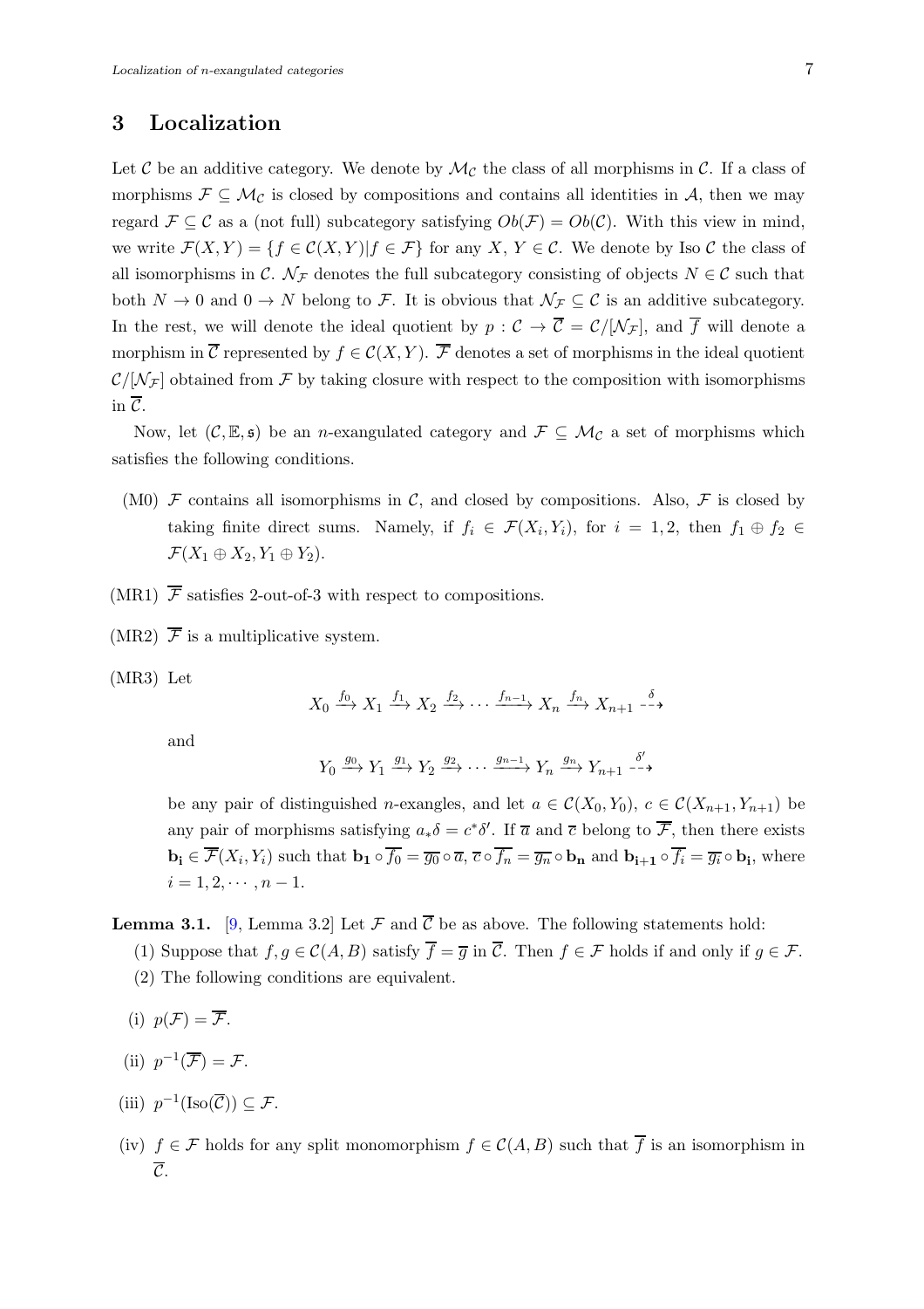## 3 Localization

Let $\mathcal{C}$ be an additive category. We denote by $\mathcal{M}_{\mathcal{C}}$ the class of all morphisms in $\mathcal{C}$. If a class of morphisms $\mathcal{F} \subseteq \mathcal{M}_{\mathcal{C}}$ is closed by compositions and contains all identities in $\mathcal{A}$, then we may regard $\mathcal{F} \subseteq \mathcal{C}$ as a (not full) subcategory satisfying $Ob(\mathcal{F}) = Ob(\mathcal{C})$. With this view in mind, we write $\mathcal{F}(X,Y) = \{f \in \mathcal{C}(X,Y) | f \in \mathcal{F}\}$ for any $X, Y \in \mathcal{C}$. We denote by Iso $\mathcal{C}$ the class of all isomorphisms in $\mathcal{C}$. $\mathcal{N}_{\mathcal{F}}$ denotes the full subcategory consisting of objects $N \in \mathcal{C}$ such that both $N \to 0$ and $0 \to N$ belong to $\mathcal{F}$. It is obvious that $\mathcal{N}_{\mathcal{F}} \subseteq \mathcal{C}$ is an additive subcategory. In the rest, we will denote the ideal quotient by $p : \mathcal{C} \to \overline{\mathcal{C}} = \mathcal{C}/[\mathcal{N}_{\mathcal{F}}]$, and $\overline{f}$ will denote a morphism in $\overline{\mathcal{C}}$ represented by $f \in \mathcal{C}(X,Y)$. $\overline{\mathcal{F}}$ denotes a set of morphisms in the ideal quotient $\mathcal{C}/[\mathcal{N}_{\mathcal{F}}]$ obtained from $\mathcal{F}$ by taking closure with respect to the composition with isomorphisms in $\overline{\mathcal{C}}$.

Now, let $(\mathcal{C}, \mathbb{E}, \mathfrak{s})$ be an $n$-exangulated category and $\mathcal{F} \subseteq \mathcal{M}_{\mathcal{C}}$ a set of morphisms which satisfies the following conditions.

(M0) $\mathcal{F}$ contains all isomorphisms in $\mathcal{C}$, and closed by compositions. Also, $\mathcal{F}$ is closed by taking finite direct sums. Namely, if $f_i \in \mathcal{F}(X_i, Y_i)$, for $i = 1, 2$, then $f_1 \oplus f_2 \in \mathcal{F}(X_1 \oplus X_2, Y_1 \oplus Y_2)$.

(MR1) $\overline{\mathcal{F}}$ satisfies 2-out-of-3 with respect to compositions.

(MR2) $\overline{\mathcal{F}}$ is a multiplicative system.

(MR3) Let

$$X_0 \xrightarrow{f_0} X_1 \xrightarrow{f_1} X_2 \xrightarrow{f_2} \cdots \xrightarrow{f_{n-1}} X_n \xrightarrow{f_n} X_{n+1} \overset{\delta}{\dashrightarrow}$$

and

$$Y_0 \xrightarrow{g_0} Y_1 \xrightarrow{g_1} Y_2 \xrightarrow{g_2} \cdots \xrightarrow{g_{n-1}} Y_n \xrightarrow{g_n} Y_{n+1} \overset{\delta'}{\dashrightarrow}$$

be any pair of distinguished $n$-exangles, and let $a \in \mathcal{C}(X_0, Y_0)$, $c \in \mathcal{C}(X_{n+1}, Y_{n+1})$ be any pair of morphisms satisfying $a_*\delta = c^*\delta'$. If $\overline{a}$ and $\overline{c}$ belong to $\overline{\mathcal{F}}$, then there exists $\mathbf{b_i} \in \overline{\mathcal{F}}(X_i, Y_i)$ such that $\mathbf{b_1} \circ \overline{f_0} = \overline{g_0} \circ \overline{a}$, $\overline{c} \circ \overline{f_n} = \overline{g_n} \circ \mathbf{b_n}$ and $\mathbf{b_{i+1}} \circ \overline{f_i} = \overline{g_i} \circ \mathbf{b_i}$, where $i = 1, 2, \cdots, n-1$.

**Lemma 3.1.** [9, Lemma 3.2] Let $\mathcal{F}$ and $\overline{\mathcal{C}}$ be as above. The following statements hold:

(1) Suppose that $f, g \in \mathcal{C}(A, B)$ satisfy $\overline{f} = \overline{g}$ in $\overline{\mathcal{C}}$. Then $f \in \mathcal{F}$ holds if and only if $g \in \mathcal{F}$.

(2) The following conditions are equivalent.

(i) $p(\mathcal{F}) = \overline{\mathcal{F}}$.

(ii) $p^{-1}(\overline{\mathcal{F}}) = \mathcal{F}$.

(iii) $p^{-1}(\mathrm{Iso}(\overline{\mathcal{C}})) \subseteq \mathcal{F}$.

(iv) $f \in \mathcal{F}$ holds for any split monomorphism $f \in \mathcal{C}(A, B)$ such that $\overline{f}$ is an isomorphism in $\overline{\mathcal{C}}$.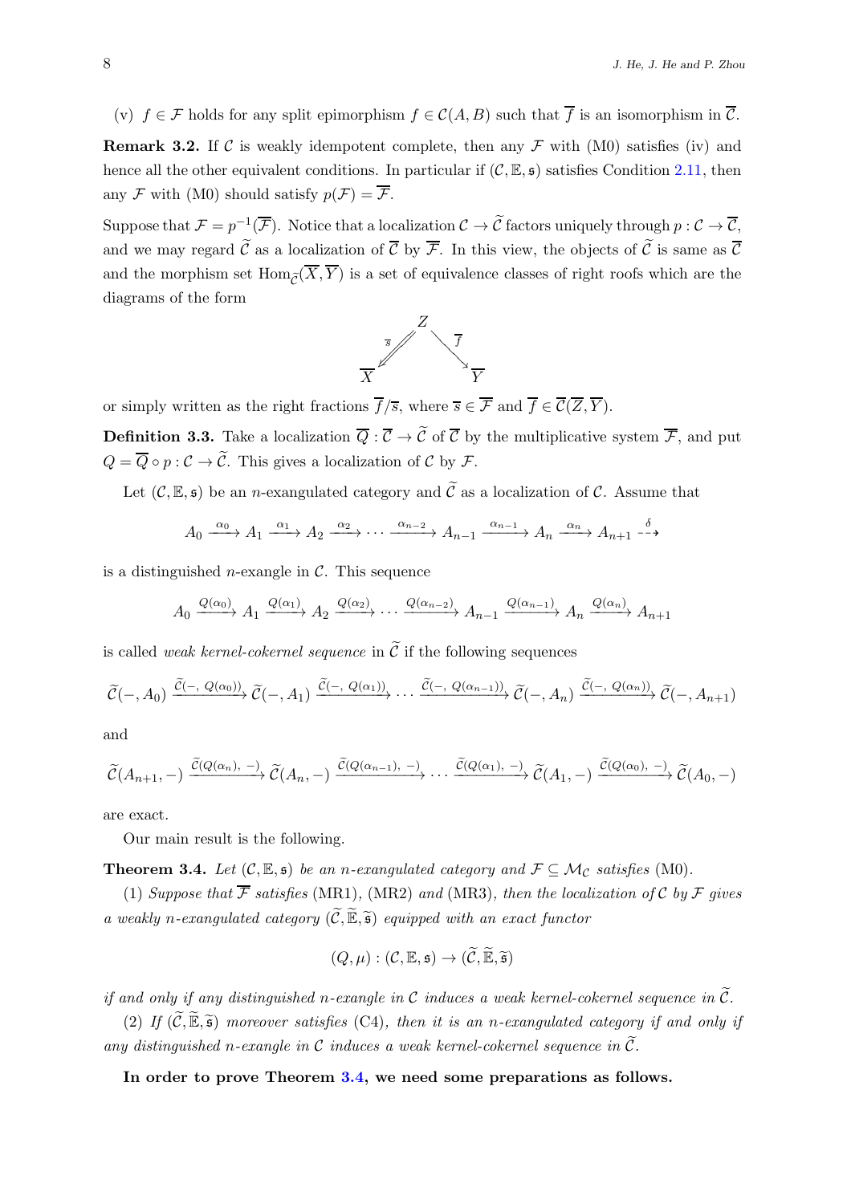(v) $f \in \mathcal{F}$ holds for any split epimorphism $f \in \mathcal{C}(A, B)$ such that $\overline{f}$ is an isomorphism in $\overline{\mathcal{C}}$.

**Remark 3.2.** If $\mathcal{C}$ is weakly idempotent complete, then any $\mathcal{F}$ with (M0) satisfies (iv) and hence all the other equivalent conditions. In particular if $(\mathcal{C}, \mathbb{E}, \mathfrak{s})$ satisfies Condition 2.11, then any $\mathcal{F}$ with (M0) should satisfy $p(\mathcal{F}) = \overline{\mathcal{F}}$.

Suppose that $\mathcal{F} = p^{-1}(\overline{\mathcal{F}})$. Notice that a localization $\mathcal{C} \to \widetilde{\mathcal{C}}$ factors uniquely through $p : \mathcal{C} \to \overline{\mathcal{C}}$, and we may regard $\widetilde{\mathcal{C}}$ as a localization of $\overline{\mathcal{C}}$ by $\overline{\mathcal{F}}$. In this view, the objects of $\widetilde{\mathcal{C}}$ is same as $\overline{\mathcal{C}}$ and the morphism set $\mathrm{Hom}_{\widetilde{\mathcal{C}}}(\overline{X}, \overline{Y})$ is a set of equivalence classes of right roofs which are the diagrams of the form

$$\overline{X} \xLeftarrow{\ \overline{s}\ } Z \xrightarrow{\ \overline{f}\ } \overline{Y}$$

or simply written as the right fractions $\overline{f}/\overline{s}$, where $\overline{s} \in \overline{\mathcal{F}}$ and $\overline{f} \in \overline{\mathcal{C}}(\overline{Z}, \overline{Y})$.

**Definition 3.3.** Take a localization $\overline{Q} : \overline{\mathcal{C}} \to \widetilde{\mathcal{C}}$ of $\overline{\mathcal{C}}$ by the multiplicative system $\overline{\mathcal{F}}$, and put $Q = \overline{Q} \circ p : \mathcal{C} \to \widetilde{\mathcal{C}}$. This gives a localization of $\mathcal{C}$ by $\mathcal{F}$.

Let $(\mathcal{C}, \mathbb{E}, \mathfrak{s})$ be an $n$-exangulated category and $\widetilde{\mathcal{C}}$ as a localization of $\mathcal{C}$. Assume that

$$A_0 \xrightarrow{\alpha_0} A_1 \xrightarrow{\alpha_1} A_2 \xrightarrow{\alpha_2} \cdots \xrightarrow{\alpha_{n-2}} A_{n-1} \xrightarrow{\alpha_{n-1}} A_n \xrightarrow{\alpha_n} A_{n+1} \overset{\delta}{\dashrightarrow}$$

is a distinguished $n$-exangle in $\mathcal{C}$. This sequence

$$A_0 \xrightarrow{Q(\alpha_0)} A_1 \xrightarrow{Q(\alpha_1)} A_2 \xrightarrow{Q(\alpha_2)} \cdots \xrightarrow{Q(\alpha_{n-2})} A_{n-1} \xrightarrow{Q(\alpha_{n-1})} A_n \xrightarrow{Q(\alpha_n)} A_{n+1}$$

is called *weak kernel-cokernel sequence* in $\widetilde{\mathcal{C}}$ if the following sequences

$$\widetilde{\mathcal{C}}(-, A_0) \xrightarrow{\widetilde{\mathcal{C}}(-,\ Q(\alpha_0))} \widetilde{\mathcal{C}}(-, A_1) \xrightarrow{\widetilde{\mathcal{C}}(-,\ Q(\alpha_1))} \cdots \xrightarrow{\widetilde{\mathcal{C}}(-,\ Q(\alpha_{n-1}))} \widetilde{\mathcal{C}}(-, A_n) \xrightarrow{\widetilde{\mathcal{C}}(-,\ Q(\alpha_n))} \widetilde{\mathcal{C}}(-, A_{n+1})$$

and

$$\widetilde{\mathcal{C}}(A_{n+1}, -) \xrightarrow{\widetilde{\mathcal{C}}(Q(\alpha_n),\ -)} \widetilde{\mathcal{C}}(A_n, -) \xrightarrow{\widetilde{\mathcal{C}}(Q(\alpha_{n-1}),\ -)} \cdots \xrightarrow{\widetilde{\mathcal{C}}(Q(\alpha_1),\ -)} \widetilde{\mathcal{C}}(A_1, -) \xrightarrow{\widetilde{\mathcal{C}}(Q(\alpha_0),\ -)} \widetilde{\mathcal{C}}(A_0, -)$$

are exact.

Our main result is the following.

**Theorem 3.4.** *Let $(\mathcal{C}, \mathbb{E}, \mathfrak{s})$ be an $n$-exangulated category and $\mathcal{F} \subseteq \mathcal{M}_{\mathcal{C}}$ satisfies* (M0)*.*

(1) *Suppose that $\overline{\mathcal{F}}$ satisfies* (MR1)*,* (MR2) *and* (MR3)*, then the localization of $\mathcal{C}$ by $\mathcal{F}$ gives a weakly $n$-exangulated category $(\widetilde{\mathcal{C}}, \widetilde{\mathbb{E}}, \widetilde{\mathfrak{s}})$ equipped with an exact functor*

$$(Q, \mu) : (\mathcal{C}, \mathbb{E}, \mathfrak{s}) \to (\widetilde{\mathcal{C}}, \widetilde{\mathbb{E}}, \widetilde{\mathfrak{s}})$$

*if and only if any distinguished $n$-exangle in $\mathcal{C}$ induces a weak kernel-cokernel sequence in $\widetilde{\mathcal{C}}$.*

(2) *If $(\widetilde{\mathcal{C}}, \widetilde{\mathbb{E}}, \widetilde{\mathfrak{s}})$ moreover satisfies* (C4)*, then it is an $n$-exangulated category if and only if any distinguished $n$-exangle in $\mathcal{C}$ induces a weak kernel-cokernel sequence in $\widetilde{\mathcal{C}}$.*

**In order to prove Theorem 3.4, we need some preparations as follows.**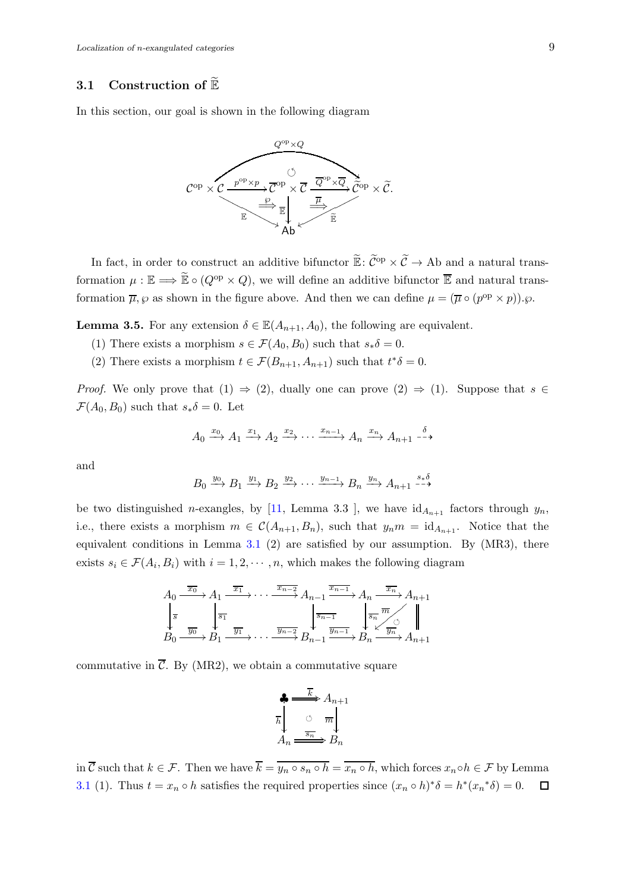### 3.1 Construction of $\widetilde{\mathbb{E}}$

In this section, our goal is shown in the following diagram

$$\begin{array}{c}
\mathcal{C}^{\mathrm{op}} \times \mathcal{C} \xrightarrow{p^{\mathrm{op}} \times p} \overline{\mathcal{C}}^{\mathrm{op}} \times \overline{\mathcal{C}} \xrightarrow{\overline{Q}^{\mathrm{op}} \times \overline{Q}} \widetilde{\mathcal{C}}^{\mathrm{op}} \times \widetilde{\mathcal{C}}. \\
\text{(with } Q^{\mathrm{op}} \times Q : \mathcal{C}^{\mathrm{op}} \times \mathcal{C} \to \widetilde{\mathcal{C}}^{\mathrm{op}} \times \widetilde{\mathcal{C}} \text{ commuting, } \mathbb{E}, \overline{\mathbb{E}}, \widetilde{\mathbb{E}} \text{ into } \mathsf{Ab}, \ \wp : \mathbb{E} \Longrightarrow \overline{\mathbb{E}}\circ(p^{\mathrm{op}}\times p),\ \overline{\mu} : \overline{\mathbb{E}} \Longrightarrow \widetilde{\mathbb{E}}\circ(\overline{Q}^{\mathrm{op}}\times\overline{Q}) )
\end{array}$$

In fact, in order to construct an additive bifunctor $\widetilde{\mathbb{E}}\colon \widetilde{\mathcal{C}}^{\mathrm{op}} \times \widetilde{\mathcal{C}} \to \mathrm{Ab}$ and a natural transformation $\mu : \mathbb{E} \Longrightarrow \widetilde{\mathbb{E}} \circ (Q^{\mathrm{op}} \times Q)$, we will define an additive bifunctor $\overline{\mathbb{E}}$ and natural transformation $\overline{\mu}, \wp$ as shown in the figure above. And then we can define $\mu = (\overline{\mu} \circ (p^{\mathrm{op}} \times p)).\wp$.

**Lemma 3.5.** For any extension $\delta \in \mathbb{E}(A_{n+1}, A_0)$, the following are equivalent.

(1) There exists a morphism $s \in \mathcal{F}(A_0, B_0)$ such that $s_*\delta = 0$.

(2) There exists a morphism $t \in \mathcal{F}(B_{n+1}, A_{n+1})$ such that $t^*\delta = 0$.

*Proof.* We only prove that (1) $\Rightarrow$ (2), dually one can prove (2) $\Rightarrow$ (1). Suppose that $s \in \mathcal{F}(A_0, B_0)$ such that $s_*\delta = 0$. Let

$$A_0 \xrightarrow{x_0} A_1 \xrightarrow{x_1} A_2 \xrightarrow{x_2} \cdots \xrightarrow{x_{n-1}} A_n \xrightarrow{x_n} A_{n+1} \overset{\delta}{\dashrightarrow}$$

and

$$B_0 \xrightarrow{y_0} B_1 \xrightarrow{y_1} B_2 \xrightarrow{y_2} \cdots \xrightarrow{y_{n-1}} B_n \xrightarrow{y_n} A_{n+1} \overset{s_*\delta}{\dashrightarrow}$$

be two distinguished $n$-exangles, by [11, Lemma 3.3 ], we have $\mathrm{id}_{A_{n+1}}$ factors through $y_n$, i.e., there exists a morphism $m \in \mathcal{C}(A_{n+1}, B_n)$, such that $y_n m = \mathrm{id}_{A_{n+1}}$. Notice that the equivalent conditions in Lemma 3.1 (2) are satisfied by our assumption. By (MR3), there exists $s_i \in \mathcal{F}(A_i, B_i)$ with $i = 1, 2, \cdots, n$, which makes the following diagram

$$\begin{array}{ccccccccccc}
A_0 & \xrightarrow{\overline{x_0}} & A_1 & \xrightarrow{\overline{x_1}} & \cdots & \xrightarrow{\overline{x_{n-2}}} & A_{n-1} & \xrightarrow{\overline{x_{n-1}}} & A_n & \xrightarrow{\overline{x_n}} & A_{n+1} \\
\downarrow{\scriptstyle \overline{s}} & & \downarrow{\scriptstyle \overline{s_1}} & & & & \downarrow{\scriptstyle \overline{s_{n-1}}} & & \downarrow{\scriptstyle \overline{s_n}} & \swarrow{\scriptstyle \overline{m}} & \| \\
B_0 & \xrightarrow{\overline{y_0}} & B_1 & \xrightarrow{\overline{y_1}} & \cdots & \xrightarrow{\overline{y_{n-2}}} & B_{n-1} & \xrightarrow{\overline{y_{n-1}}} & B_n & \xrightarrow{\overline{y_n}} & A_{n+1}
\end{array}$$

commutative in $\overline{\mathcal{C}}$. By (MR2), we obtain a commutative square

$$\begin{array}{ccc}
\clubsuit & \overset{\overline{k}}{\Longrightarrow} & A_{n+1} \\
\downarrow{\scriptstyle \overline{h}} & \circlearrowleft & \downarrow{\scriptstyle \overline{m}} \\
A_n & \overset{\overline{s_n}}{\Longrightarrow} & B_n
\end{array}$$

in $\overline{\mathcal{C}}$ such that $k \in \mathcal{F}$. Then we have $\overline{k} = \overline{y_n \circ s_n \circ h} = \overline{x_n \circ h}$, which forces $x_n \circ h \in \mathcal{F}$ by Lemma 3.1 (1). Thus $t = x_n \circ h$ satisfies the required properties since $(x_n \circ h)^*\delta = h^*({x_n}^*\delta) = 0$. $\square$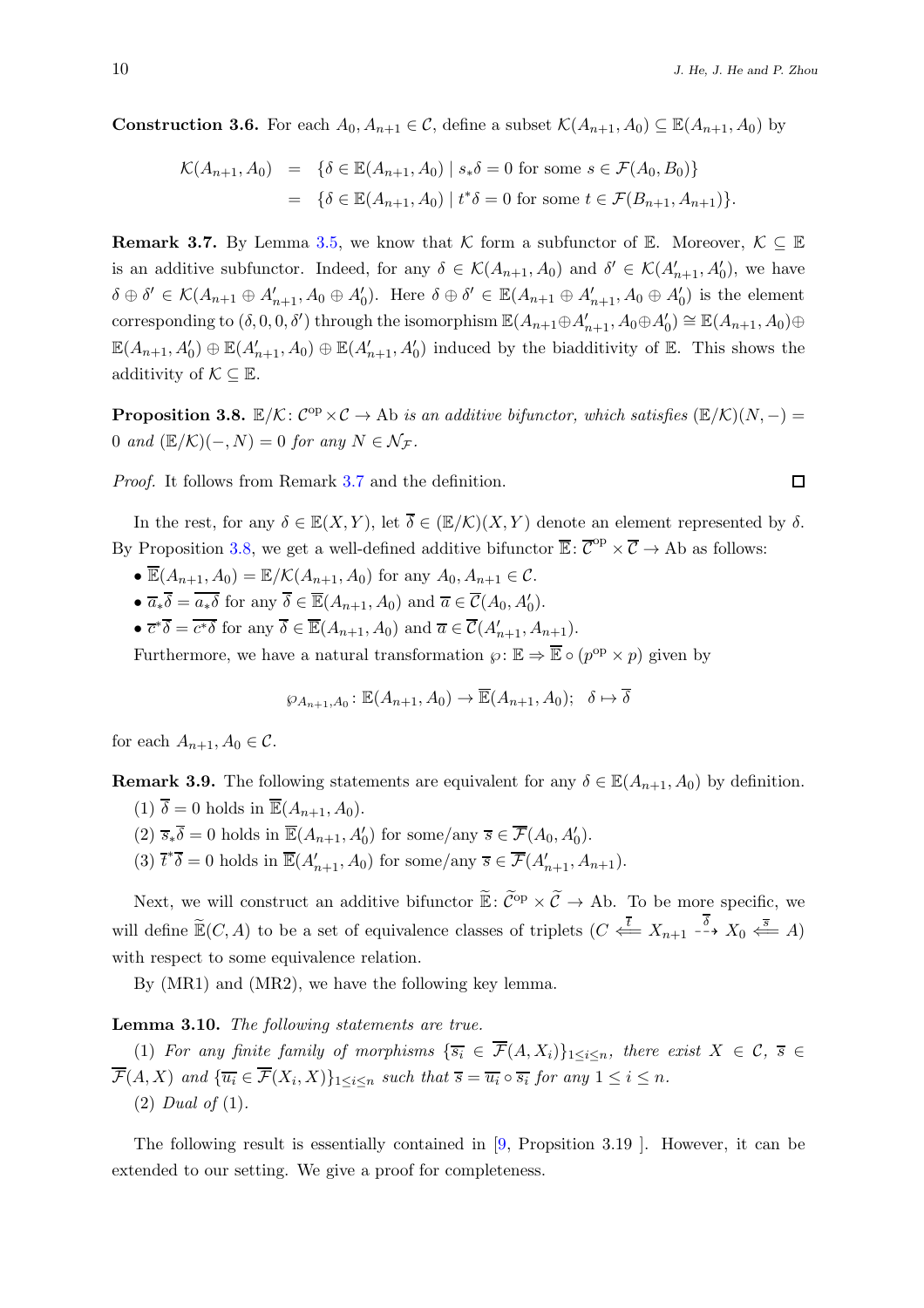**Construction 3.6.** For each $A_0, A_{n+1} \in \mathcal{C}$, define a subset $\mathcal{K}(A_{n+1}, A_0) \subseteq \mathbb{E}(A_{n+1}, A_0)$ by

$$\begin{aligned}\mathcal{K}(A_{n+1}, A_0) &= \{\delta \in \mathbb{E}(A_{n+1}, A_0) \mid s_*\delta = 0 \text{ for some } s \in \mathcal{F}(A_0, B_0)\} \\ &= \{\delta \in \mathbb{E}(A_{n+1}, A_0) \mid t^*\delta = 0 \text{ for some } t \in \mathcal{F}(B_{n+1}, A_{n+1})\}.\end{aligned}$$

**Remark 3.7.** By Lemma 3.5, we know that $\mathcal{K}$ form a subfunctor of $\mathbb{E}$. Moreover, $\mathcal{K} \subseteq \mathbb{E}$ is an additive subfunctor. Indeed, for any $\delta \in \mathcal{K}(A_{n+1}, A_0)$ and $\delta' \in \mathcal{K}(A'_{n+1}, A'_0)$, we have $\delta \oplus \delta' \in \mathcal{K}(A_{n+1} \oplus A'_{n+1}, A_0 \oplus A'_0)$. Here $\delta \oplus \delta' \in \mathbb{E}(A_{n+1} \oplus A'_{n+1}, A_0 \oplus A'_0)$ is the element corresponding to $(\delta, 0, 0, \delta')$ through the isomorphism $\mathbb{E}(A_{n+1} \oplus A'_{n+1}, A_0 \oplus A'_0) \cong \mathbb{E}(A_{n+1}, A_0) \oplus \mathbb{E}(A_{n+1}, A'_0) \oplus \mathbb{E}(A'_{n+1}, A_0) \oplus \mathbb{E}(A'_{n+1}, A'_0)$ induced by the biadditivity of $\mathbb{E}$. This shows the additivity of $\mathcal{K} \subseteq \mathbb{E}$.

**Proposition 3.8.** *$\mathbb{E}/\mathcal{K} \colon \mathcal{C}^{\mathrm{op}} \times \mathcal{C} \to \mathrm{Ab}$ is an additive bifunctor, which satisfies $(\mathbb{E}/\mathcal{K})(N, -) = 0$ and $(\mathbb{E}/\mathcal{K})(-, N) = 0$ for any $N \in \mathcal{N}_{\mathcal{F}}$.*

*Proof.* It follows from Remark 3.7 and the definition. $\square$

In the rest, for any $\delta \in \mathbb{E}(X, Y)$, let $\overline{\delta} \in (\mathbb{E}/\mathcal{K})(X, Y)$ denote an element represented by $\delta$. By Proposition 3.8, we get a well-defined additive bifunctor $\overline{\mathbb{E}} \colon \overline{\mathcal{C}}^{\mathrm{op}} \times \overline{\mathcal{C}} \to \mathrm{Ab}$ as follows:

- $\overline{\mathbb{E}}(A_{n+1}, A_0) = \mathbb{E}/\mathcal{K}(A_{n+1}, A_0)$ for any $A_0, A_{n+1} \in \mathcal{C}$.
- $\overline{a}_*\overline{\delta} = \overline{a_*\delta}$ for any $\overline{\delta} \in \overline{\mathbb{E}}(A_{n+1}, A_0)$ and $\overline{a} \in \overline{\mathcal{C}}(A_0, A'_0)$.
- $\overline{c}^*\overline{\delta} = \overline{c^*\delta}$ for any $\overline{\delta} \in \overline{\mathbb{E}}(A_{n+1}, A_0)$ and $\overline{a} \in \overline{\mathcal{C}}(A'_{n+1}, A_{n+1})$.

Furthermore, we have a natural transformation $\wp \colon \mathbb{E} \Rightarrow \overline{\mathbb{E}} \circ (p^{\mathrm{op}} \times p)$ given by

$$\wp_{A_{n+1}, A_0} \colon \mathbb{E}(A_{n+1}, A_0) \to \overline{\mathbb{E}}(A_{n+1}, A_0); \quad \delta \mapsto \overline{\delta}$$

for each $A_{n+1}, A_0 \in \mathcal{C}$.

**Remark 3.9.** The following statements are equivalent for any $\delta \in \mathbb{E}(A_{n+1}, A_0)$ by definition.

(1) $\overline{\delta} = 0$ holds in $\overline{\mathbb{E}}(A_{n+1}, A_0)$.

(2) $\overline{s}_*\overline{\delta} = 0$ holds in $\overline{\mathbb{E}}(A_{n+1}, A'_0)$ for some/any $\overline{s} \in \overline{\mathcal{F}}(A_0, A'_0)$.

(3) $\overline{t}^*\overline{\delta} = 0$ holds in $\overline{\mathbb{E}}(A'_{n+1}, A_0)$ for some/any $\overline{s} \in \overline{\mathcal{F}}(A'_{n+1}, A_{n+1})$.

Next, we will construct an additive bifunctor $\widetilde{\mathbb{E}} \colon \widetilde{\mathcal{C}}^{\mathrm{op}} \times \widetilde{\mathcal{C}} \to \mathrm{Ab}$. To be more specific, we will define $\widetilde{\mathbb{E}}(C, A)$ to be a set of equivalence classes of triplets $(C \overset{\overline{t}}{\Longleftarrow} X_{n+1} \overset{\overline{\delta}}{\dashrightarrow} X_0 \overset{\overline{s}}{\Longleftarrow} A)$ with respect to some equivalence relation.

By (MR1) and (MR2), we have the following key lemma.

**Lemma 3.10.** *The following statements are true.*

(1) *For any finite family of morphisms $\{\overline{s_i} \in \overline{\mathcal{F}}(A, X_i)\}_{1 \le i \le n}$, there exist $X \in \mathcal{C}$, $\overline{s} \in \overline{\mathcal{F}}(A, X)$ and $\{\overline{u_i} \in \overline{\mathcal{F}}(X_i, X)\}_{1 \le i \le n}$ such that $\overline{s} = \overline{u_i} \circ \overline{s_i}$ for any $1 \le i \le n$.*

(2) *Dual of (1).*

The following result is essentially contained in [9, Propsition 3.19 ]. However, it can be extended to our setting. We give a proof for completeness.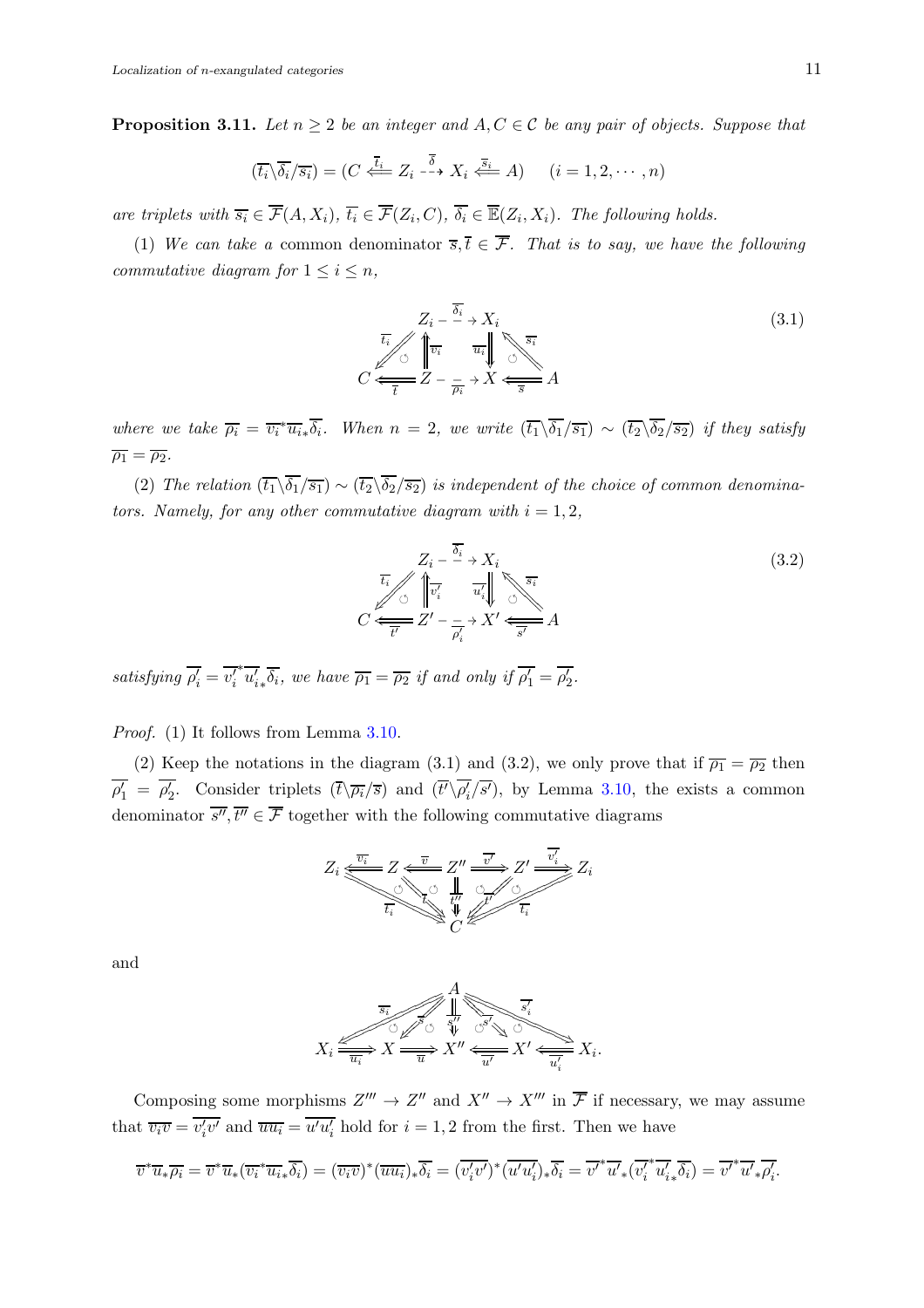**Proposition 3.11.** *Let $n \geq 2$ be an integer and $A, C \in \mathcal{C}$ be any pair of objects. Suppose that*

$$(\overline{t_i} \backslash \overline{\delta_i} / \overline{s_i}) = (C \overset{\overline{t_i}}{\Longleftarrow} Z_i \overset{\overline{\delta}}{\dashrightarrow} X_i \overset{\overline{s_i}}{\Longleftarrow} A) \quad (i = 1, 2, \cdots, n)$$

*are triplets with $\overline{s_i} \in \overline{\mathcal{F}}(A, X_i)$, $\overline{t_i} \in \overline{\mathcal{F}}(Z_i, C)$, $\overline{\delta_i} \in \overline{\mathbb{E}}(Z_i, X_i)$. The following holds.*

(1) *We can take a* common denominator *$\overline{s}, \overline{t} \in \overline{\mathcal{F}}$. That is to say, we have the following commutative diagram for $1 \leq i \leq n$,*

$$\begin{array}{ccccccc} & & Z_i & \overset{\overline{\delta_i}}{\dashrightarrow} & X_i & & \\ & \overline{t_i} \swarrow & \Uparrow \overline{v_i} & & \overline{u_i} \Downarrow & \nwarrow \overline{s_i} & \\ C & \overset{\overline{t}}{\Longleftarrow} & Z & \underset{\overline{\rho_i}}{\dashrightarrow} & X & \underset{\overline{s}}{\Longleftarrow} & A \end{array} \tag{3.1}$$

*where we take $\overline{\rho_i} = \overline{v_i}^* \overline{u_i}_* \overline{\delta_i}$. When $n = 2$, we write $(\overline{t_1} \backslash \overline{\delta_1} / \overline{s_1}) \sim (\overline{t_2} \backslash \overline{\delta_2} / \overline{s_2})$ if they satisfy $\overline{\rho_1} = \overline{\rho_2}$.*

(2) *The relation $(\overline{t_1} \backslash \overline{\delta_1} / \overline{s_1}) \sim (\overline{t_2} \backslash \overline{\delta_2} / \overline{s_2})$ is independent of the choice of common denominators. Namely, for any other commutative diagram with $i = 1, 2$,*

$$\begin{array}{ccccccc} & & Z_i & \overset{\overline{\delta_i}}{\dashrightarrow} & X_i & & \\ & \overline{t_i} \swarrow & \Uparrow \overline{v'_i} & & \overline{u'_i} \Downarrow & \nwarrow \overline{s_i} & \\ C & \overset{\overline{t'}}{\Longleftarrow} & Z' & \underset{\overline{\rho'_i}}{\dashrightarrow} & X' & \underset{\overline{s'}}{\Longleftarrow} & A \end{array} \tag{3.2}$$

*satisfying $\overline{\rho'_i} = \overline{v'_i}^* \overline{u'_i}_* \overline{\delta_i}$, we have $\overline{\rho_1} = \overline{\rho_2}$ if and only if $\overline{\rho'_1} = \overline{\rho'_2}$.*

*Proof.* (1) It follows from Lemma 3.10.

(2) Keep the notations in the diagram (3.1) and (3.2), we only prove that if $\overline{\rho_1} = \overline{\rho_2}$ then $\overline{\rho'_1} = \overline{\rho'_2}$. Consider triplets $(\overline{t} \backslash \overline{\rho_i} / \overline{s})$ and $(\overline{t'} \backslash \overline{\rho'_i} / \overline{s'})$, by Lemma 3.10, the exists a common denominator $\overline{s''}, \overline{t''} \in \overline{\mathcal{F}}$ together with the following commutative diagrams

$$Z_i \overset{\overline{v_i}}{\Longleftarrow} Z \overset{\overline{v}}{\Longleftarrow} Z'' \overset{\overline{v'}}{\Longrightarrow} Z' \overset{\overline{v'_i}}{\Longrightarrow} Z_i$$

with $\overline{t_i}: Z_i \Rightarrow C$, $\overline{t}: Z \Rightarrow C$, $\overline{t''}: Z'' \Rightarrow C$, $\overline{t'}: Z' \Rightarrow C$, $\overline{t_i}: Z_i \Rightarrow C$, and

$$X_i \underset{\overline{u_i}}{\Longrightarrow} X \underset{\overline{u}}{\Longrightarrow} X'' \underset{\overline{u'}}{\Longleftarrow} X' \underset{\overline{u'_i}}{\Longleftarrow} X_i.$$

with $\overline{s_i}: A \Rightarrow X_i$, $\overline{s}: A \Rightarrow X$, $\overline{s''}: A \Rightarrow X''$, $\overline{s'}: A \Rightarrow X'$, $\overline{s'_i}: A \Rightarrow X_i$.

Composing some morphisms $Z''' \to Z''$ and $X'' \to X'''$ in $\overline{\mathcal{F}}$ if necessary, we may assume that $\overline{v_i v} = \overline{v'_i v'}$ and $\overline{u u_i} = \overline{u' u'_i}$ hold for $i = 1, 2$ from the first. Then we have

$$\overline{v}^* \overline{u}_* \overline{\rho_i} = \overline{v}^* \overline{u}_* (\overline{v_i}^* \overline{u_i}_* \overline{\delta_i}) = (\overline{v_i v})^* (\overline{u u_i})_* \overline{\delta_i} = (\overline{v'_i v'})^* (\overline{u' u'_i})_* \overline{\delta_i} = \overline{v'}^* \overline{u'}_* (\overline{v'_i}^* \overline{u'_i}_* \overline{\delta_i}) = \overline{v'}^* \overline{u'}_* \overline{\rho'_i}.$$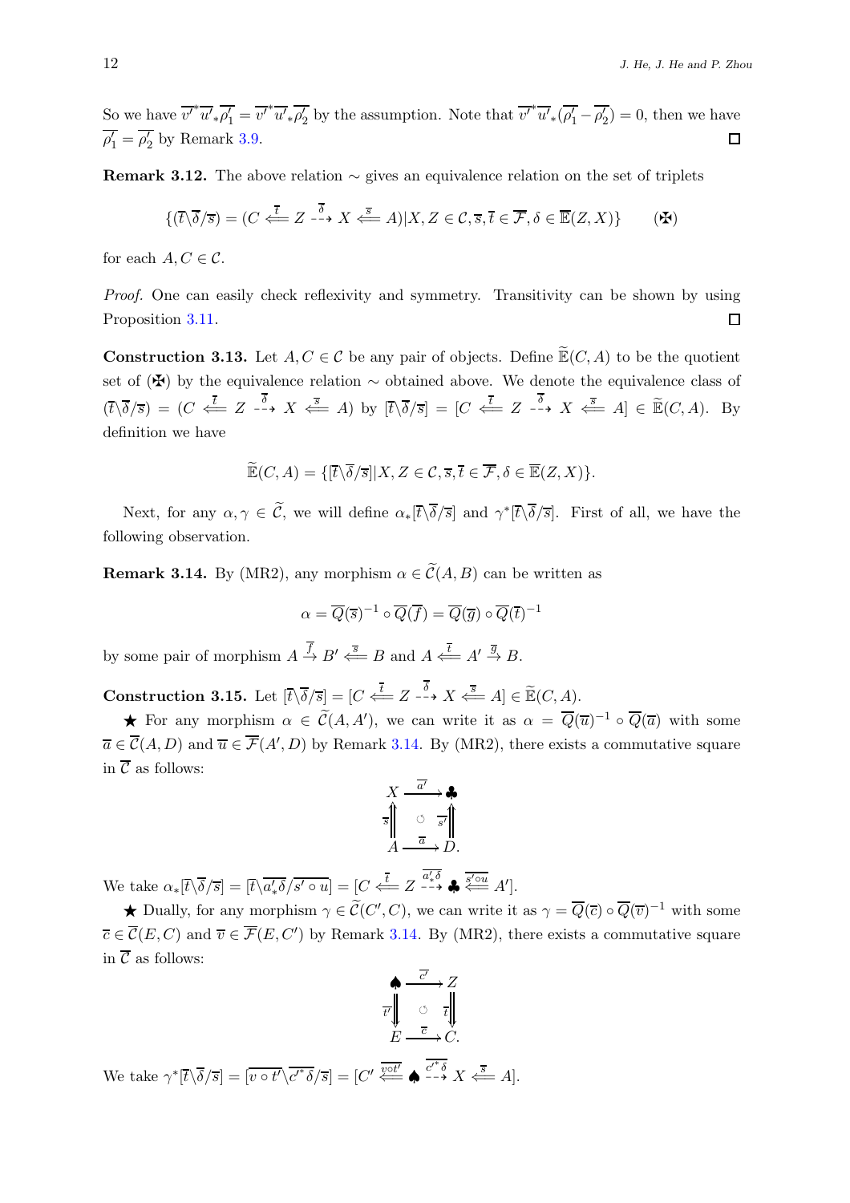So we have $\overline{v'}^*\overline{u'}_*\overline{\rho'_1} = \overline{v'}^*\overline{u'}_*\overline{\rho'_2}$ by the assumption. Note that $\overline{v'}^*\overline{u'}_*(\overline{\rho'_1} - \overline{\rho'_2}) = 0$, then we have $\overline{\rho'_1} = \overline{\rho'_2}$ by Remark 3.9. $\square$

**Remark 3.12.** The above relation $\sim$ gives an equivalence relation on the set of triplets

$$\{(\overline{t}\backslash\overline{\delta}/\overline{s}) = (C \overset{\overline{t}}{\Longleftarrow} Z \overset{\overline{\delta}}{\dashrightarrow} X \overset{\overline{s}}{\Longleftarrow} A) | X, Z \in \mathcal{C}, \overline{s}, \overline{t} \in \overline{\mathcal{F}}, \delta \in \overline{\mathbb{E}}(Z, X)\} \qquad (\maltese)$$

for each $A, C \in \mathcal{C}$.

*Proof.* One can easily check reflexivity and symmetry. Transitivity can be shown by using Proposition 3.11. $\square$

**Construction 3.13.** Let $A, C \in \mathcal{C}$ be any pair of objects. Define $\widetilde{\mathbb{E}}(C, A)$ to be the quotient set of $(\maltese)$ by the equivalence relation $\sim$ obtained above. We denote the equivalence class of $(\overline{t}\backslash\overline{\delta}/\overline{s}) = (C \overset{\overline{t}}{\Longleftarrow} Z \overset{\overline{\delta}}{\dashrightarrow} X \overset{\overline{s}}{\Longleftarrow} A)$ by $[\overline{t}\backslash\overline{\delta}/\overline{s}] = [C \overset{\overline{t}}{\Longleftarrow} Z \overset{\overline{\delta}}{\dashrightarrow} X \overset{\overline{s}}{\Longleftarrow} A] \in \widetilde{\mathbb{E}}(C, A)$. By definition we have

$$\widetilde{\mathbb{E}}(C, A) = \{[\overline{t}\backslash\overline{\delta}/\overline{s}] | X, Z \in \mathcal{C}, \overline{s}, \overline{t} \in \overline{\mathcal{F}}, \delta \in \overline{\mathbb{E}}(Z, X)\}.$$

Next, for any $\alpha, \gamma \in \widetilde{\mathcal{C}}$, we will define $\alpha_*[\overline{t}\backslash\overline{\delta}/\overline{s}]$ and $\gamma^*[\overline{t}\backslash\overline{\delta}/\overline{s}]$. First of all, we have the following observation.

**Remark 3.14.** By (MR2), any morphism $\alpha \in \widetilde{\mathcal{C}}(A, B)$ can be written as

$$\alpha = \overline{Q}(\overline{s})^{-1} \circ \overline{Q}(\overline{f}) = \overline{Q}(\overline{g}) \circ \overline{Q}(\overline{t})^{-1}$$

by some pair of morphism $A \overset{\overline{f}}{\to} B' \overset{\overline{s}}{\Longleftarrow} B$ and $A \overset{\overline{t}}{\Longleftarrow} A' \overset{\overline{g}}{\to} B$.

**Construction 3.15.** Let $[\overline{t}\backslash\overline{\delta}/\overline{s}] = [C \overset{\overline{t}}{\Longleftarrow} Z \overset{\overline{\delta}}{\dashrightarrow} X \overset{\overline{s}}{\Longleftarrow} A] \in \widetilde{\mathbb{E}}(C, A)$.

★ For any morphism $\alpha \in \widetilde{\mathcal{C}}(A, A')$, we can write it as $\alpha = \overline{Q}(\overline{u})^{-1} \circ \overline{Q}(\overline{a})$ with some $\overline{a} \in \overline{\mathcal{C}}(A, D)$ and $\overline{u} \in \overline{\mathcal{F}}(A', D)$ by Remark 3.14. By (MR2), there exists a commutative square in $\overline{\mathcal{C}}$ as follows:

$$\begin{array}{ccc} X & \xrightarrow{\overline{a'}} & \clubsuit \\ {\scriptstyle \overline{s}}\Uparrow & \circlearrowleft & \Uparrow{\scriptstyle \overline{s'}} \\ A & \xrightarrow{\overline{a}} & D. \end{array}$$

We take $\alpha_*[\overline{t}\backslash\overline{\delta}/\overline{s}] = [\overline{t}\backslash\overline{a'_*\delta}/\overline{s' \circ u}] = [C \overset{\overline{t}}{\Longleftarrow} Z \overset{\overline{a'_*\delta}}{\dashrightarrow} \clubsuit \overset{\overline{s' \circ u}}{\Longleftarrow} A']$.

★ Dually, for any morphism $\gamma \in \widetilde{\mathcal{C}}(C', C)$, we can write it as $\gamma = \overline{Q}(\overline{c}) \circ \overline{Q}(\overline{v})^{-1}$ with some $\overline{c} \in \overline{\mathcal{C}}(E, C)$ and $\overline{v} \in \overline{\mathcal{F}}(E, C')$ by Remark 3.14. By (MR2), there exists a commutative square in $\overline{\mathcal{C}}$ as follows:

$$\begin{array}{ccc} \spadesuit & \xrightarrow{\overline{c'}} & Z \\ {\scriptstyle \overline{t'}}\Downarrow & \circlearrowleft & \Downarrow{\scriptstyle \overline{t}} \\ E & \xrightarrow{\overline{c}} & C. \end{array}$$

We take $\gamma^*[\overline{t}\backslash\overline{\delta}/\overline{s}] = [\overline{v \circ t'}\backslash\overline{c'^*\delta}/\overline{s}] = [C' \overset{\overline{v \circ t'}}{\Longleftarrow} \spadesuit \overset{\overline{c'^*\delta}}{\dashrightarrow} X \overset{\overline{s}}{\Longleftarrow} A]$.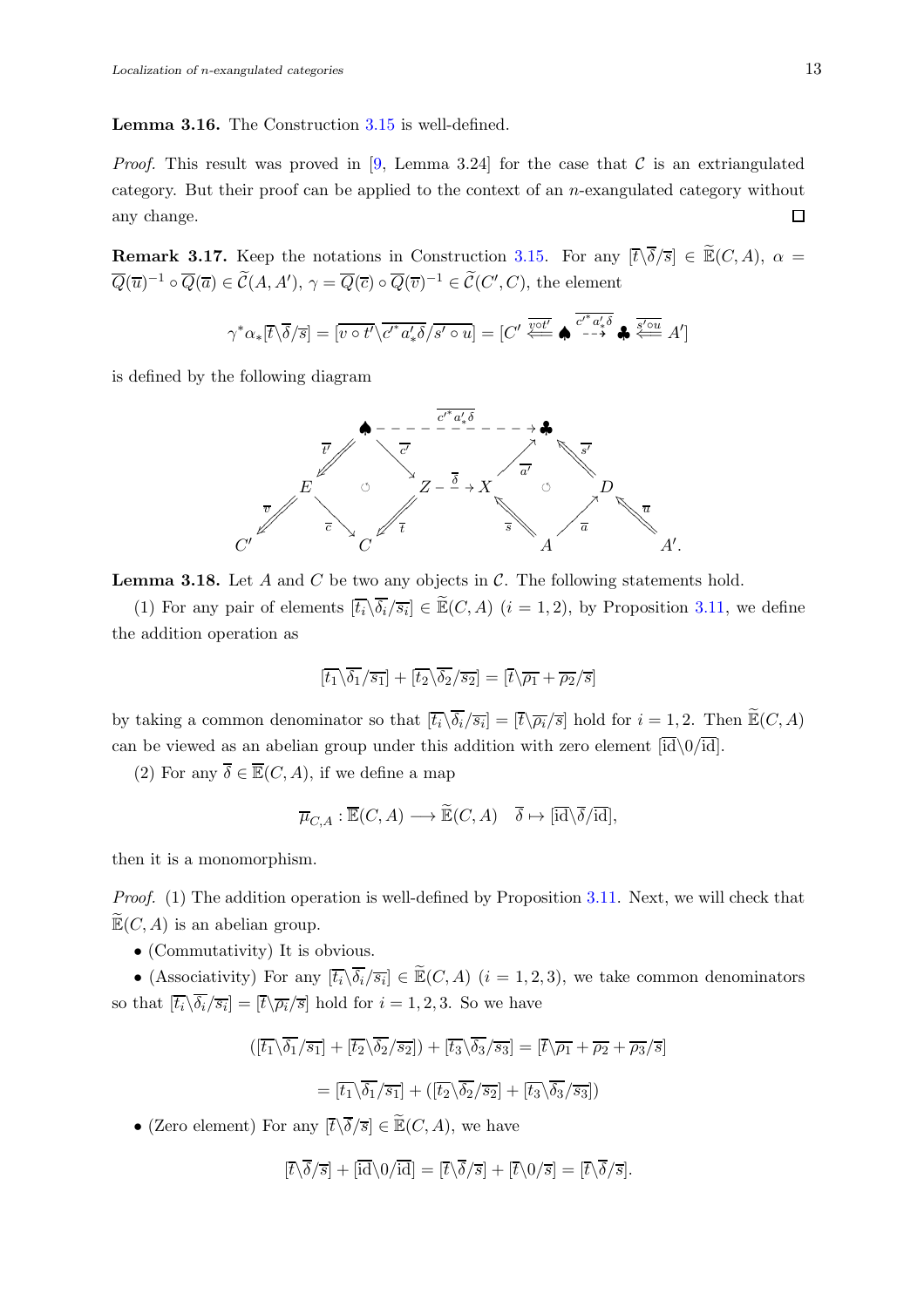**Lemma 3.16.** The Construction 3.15 is well-defined.

*Proof.* This result was proved in [9, Lemma 3.24] for the case that $\mathcal{C}$ is an extriangulated category. But their proof can be applied to the context of an $n$-exangulated category without any change. $\square$

**Remark 3.17.** Keep the notations in Construction 3.15. For any $[\overline{t}\backslash\overline{\delta}/\overline{s}] \in \widetilde{\mathbb{E}}(C,A)$, $\alpha = \overline{Q}(\overline{u})^{-1} \circ \overline{Q}(\overline{a}) \in \widetilde{\mathcal{C}}(A,A')$, $\gamma = \overline{Q}(\overline{c}) \circ \overline{Q}(\overline{v})^{-1} \in \widetilde{\mathcal{C}}(C',C)$, the element

$$\gamma^*\alpha_*[\overline{t}\backslash\overline{\delta}/\overline{s}] = [\overline{v \circ t'}\backslash\overline{c'^* a'_* \delta}/\overline{s' \circ u}] = [C' \overset{\overline{v \circ t'}}{\Longleftarrow} \spadesuit \overset{\overline{c'^* a'_* \delta}}{\dashrightarrow} \clubsuit \overset{\overline{s' \circ u}}{\Longleftarrow} A']$$

is defined by the following diagram

$$\begin{array}{ccccccccccc}
 & & & & \spadesuit & \overset{\overline{c'^* a'_* \delta}}{\dashrightarrow} & \clubsuit & & & & \\
 & & & \overset{\overline{t'}}{\swarrow\!\!\swarrow} & & \overset{\overline{c'}}{\searrow} \quad\quad \overset{\overline{a'}}{\nearrow} & & \overset{\overline{s'}}{\nwarrow\!\!\nwarrow} & & & \\
 & & E & & \circlearrowleft & Z \overset{\overline{\delta}}{\dashrightarrow} X & \circlearrowleft & & D & & \\
 & \overset{\overline{v}}{\swarrow\!\!\swarrow} & & \overset{\overline{c}}{\searrow} & & \overset{\overline{t}}{\swarrow\!\!\swarrow} \quad\quad \overset{\overline{s}}{\nwarrow\!\!\nwarrow} & & \overset{\overline{a}}{\nearrow} & & \overset{\overline{u}}{\nwarrow\!\!\nwarrow} & \\
C' & & & & C & & A & & & & A'.
\end{array}$$

**Lemma 3.18.** Let $A$ and $C$ be two any objects in $\mathcal{C}$. The following statements hold.

(1) For any pair of elements $[\overline{t_i}\backslash\overline{\delta_i}/\overline{s_i}] \in \widetilde{\mathbb{E}}(C,A)$ $(i=1,2)$, by Proposition 3.11, we define the addition operation as

$$[\overline{t_1}\backslash\overline{\delta_1}/\overline{s_1}] + [\overline{t_2}\backslash\overline{\delta_2}/\overline{s_2}] = [\overline{t}\backslash\overline{\rho_1} + \overline{\rho_2}/\overline{s}]$$

by taking a common denominator so that $[\overline{t_i}\backslash\overline{\delta_i}/\overline{s_i}] = [\overline{t}\backslash\overline{\rho_i}/\overline{s}]$ hold for $i=1,2$. Then $\widetilde{\mathbb{E}}(C,A)$ can be viewed as an abelian group under this addition with zero element $[\overline{\mathrm{id}}\backslash 0/\overline{\mathrm{id}}]$.

(2) For any $\overline{\delta} \in \overline{\mathbb{E}}(C,A)$, if we define a map

$$\overline{\mu}_{C,A} : \overline{\mathbb{E}}(C,A) \longrightarrow \widetilde{\mathbb{E}}(C,A) \quad \overline{\delta} \mapsto [\overline{\mathrm{id}}\backslash\overline{\delta}/\overline{\mathrm{id}}],$$

then it is a monomorphism.

*Proof.* (1) The addition operation is well-defined by Proposition 3.11. Next, we will check that $\widetilde{\mathbb{E}}(C,A)$ is an abelian group.

- (Commutativity) It is obvious.
- (Associativity) For any $[\overline{t_i}\backslash\overline{\delta_i}/\overline{s_i}] \in \widetilde{\mathbb{E}}(C,A)$ $(i=1,2,3)$, we take common denominators so that $[\overline{t_i}\backslash\overline{\delta_i}/\overline{s_i}] = [\overline{t}\backslash\overline{\rho_i}/\overline{s}]$ hold for $i=1,2,3$. So we have

$$([\overline{t_1}\backslash\overline{\delta_1}/\overline{s_1}] + [\overline{t_2}\backslash\overline{\delta_2}/\overline{s_2}]) + [\overline{t_3}\backslash\overline{\delta_3}/\overline{s_3}] = [\overline{t}\backslash\overline{\rho_1} + \overline{\rho_2} + \overline{\rho_3}/\overline{s}]$$

$$= [\overline{t_1}\backslash\overline{\delta_1}/\overline{s_1}] + ([\overline{t_2}\backslash\overline{\delta_2}/\overline{s_2}] + [\overline{t_3}\backslash\overline{\delta_3}/\overline{s_3}])$$

- (Zero element) For any $[\overline{t}\backslash\overline{\delta}/\overline{s}] \in \widetilde{\mathbb{E}}(C,A)$, we have

$$[\overline{t}\backslash\overline{\delta}/\overline{s}] + [\overline{\mathrm{id}}\backslash 0/\overline{\mathrm{id}}] = [\overline{t}\backslash\overline{\delta}/\overline{s}] + [\overline{t}\backslash 0/\overline{s}] = [\overline{t}\backslash\overline{\delta}/\overline{s}].$$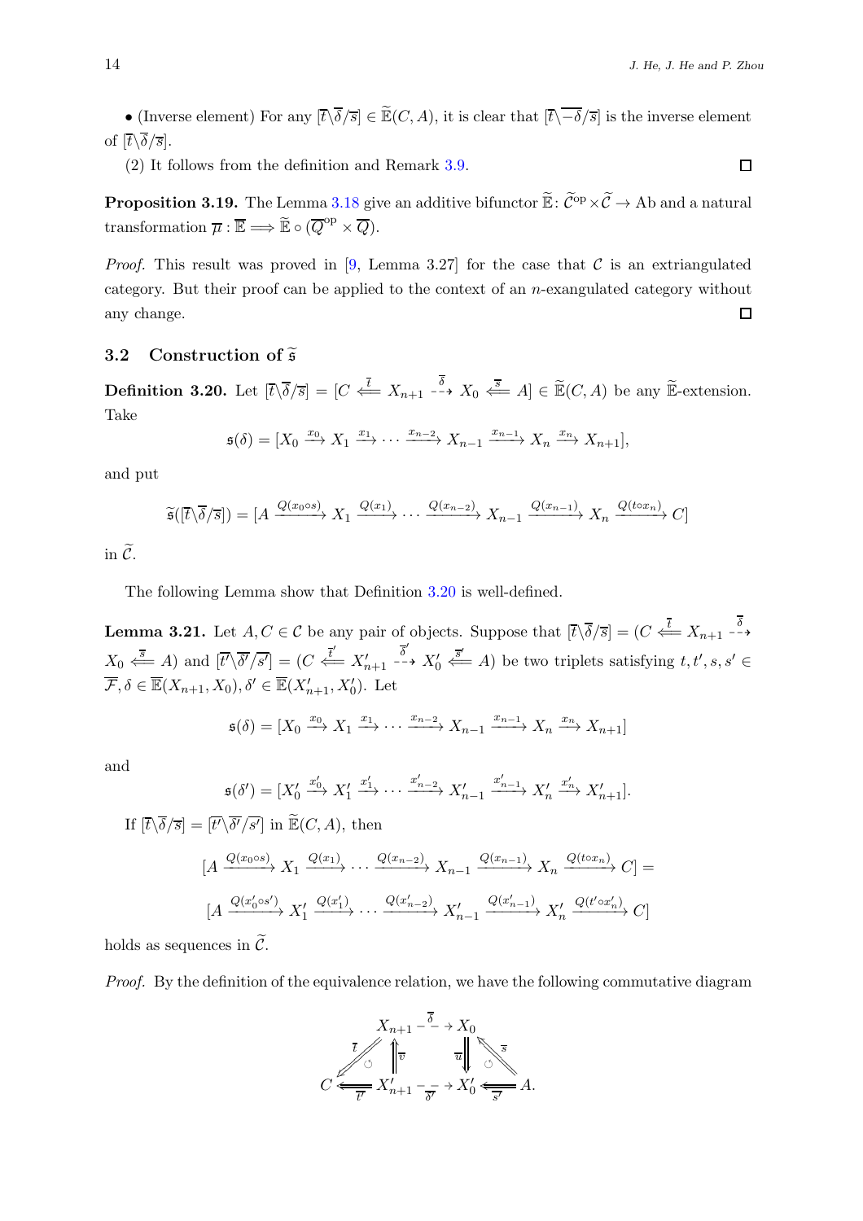• (Inverse element) For any $[\overline{t}\backslash\overline{\delta}/\overline{s}] \in \widetilde{\mathbb{E}}(C,A)$, it is clear that $[\overline{t}\backslash\overline{-\delta}/\overline{s}]$ is the inverse element of $[\overline{t}\backslash\overline{\delta}/\overline{s}]$.

(2) It follows from the definition and Remark 3.9. $\square$

**Proposition 3.19.** The Lemma 3.18 give an additive bifunctor $\widetilde{\mathbb{E}}\colon \widetilde{\mathcal{C}}^{\rm op}\times\widetilde{\mathcal{C}} \to \mathrm{Ab}$ and a natural transformation $\overline{\mu} : \overline{\mathbb{E}} \Longrightarrow \widetilde{\mathbb{E}} \circ (\overline{Q}^{\rm op} \times \overline{Q})$.

*Proof.* This result was proved in [9, Lemma 3.27] for the case that $\mathcal{C}$ is an extriangulated category. But their proof can be applied to the context of an $n$-exangulated category without any change. $\square$

## 3.2 Construction of $\widetilde{\mathfrak{s}}$

**Definition 3.20.** Let $[\overline{t}\backslash\overline{\delta}/\overline{s}] = [C \overset{\overline{t}}{\Longleftarrow} X_{n+1} \overset{\overline{\delta}}{\dashrightarrow} X_0 \overset{\overline{s}}{\Longleftarrow} A] \in \widetilde{\mathbb{E}}(C,A)$ be any $\widetilde{\mathbb{E}}$-extension. Take

$$\mathfrak{s}(\delta) = [X_0 \xrightarrow{x_0} X_1 \xrightarrow{x_1} \cdots \xrightarrow{x_{n-2}} X_{n-1} \xrightarrow{x_{n-1}} X_n \xrightarrow{x_n} X_{n+1}],$$

and put

$$\widetilde{\mathfrak{s}}([\overline{t}\backslash\overline{\delta}/\overline{s}]) = [A \xrightarrow{Q(x_0\circ s)} X_1 \xrightarrow{Q(x_1)} \cdots \xrightarrow{Q(x_{n-2})} X_{n-1} \xrightarrow{Q(x_{n-1})} X_n \xrightarrow{Q(t\circ x_n)} C]$$

in $\widetilde{\mathcal{C}}$.

The following Lemma show that Definition 3.20 is well-defined.

**Lemma 3.21.** Let $A, C \in \mathcal{C}$ be any pair of objects. Suppose that $[\overline{t}\backslash\overline{\delta}/\overline{s}] = (C \overset{\overline{t}}{\Longleftarrow} X_{n+1} \overset{\overline{\delta}}{\dashrightarrow} X_0 \overset{\overline{s}}{\Longleftarrow} A)$ and $[\overline{t'}\backslash\overline{\delta'}/\overline{s'}] = (C \overset{\overline{t'}}{\Longleftarrow} X'_{n+1} \overset{\overline{\delta'}}{\dashrightarrow} X'_0 \overset{\overline{s'}}{\Longleftarrow} A)$ be two triplets satisfying $t, t', s, s' \in \overline{\mathcal{F}}$, $\delta \in \overline{\mathbb{E}}(X_{n+1}, X_0)$, $\delta' \in \overline{\mathbb{E}}(X'_{n+1}, X'_0)$. Let

$$\mathfrak{s}(\delta) = [X_0 \xrightarrow{x_0} X_1 \xrightarrow{x_1} \cdots \xrightarrow{x_{n-2}} X_{n-1} \xrightarrow{x_{n-1}} X_n \xrightarrow{x_n} X_{n+1}]$$

and

$$\mathfrak{s}(\delta') = [X'_0 \xrightarrow{x'_0} X'_1 \xrightarrow{x'_1} \cdots \xrightarrow{x'_{n-2}} X'_{n-1} \xrightarrow{x'_{n-1}} X'_n \xrightarrow{x'_n} X'_{n+1}].$$

If $[\overline{t}\backslash\overline{\delta}/\overline{s}] = [\overline{t'}\backslash\overline{\delta'}/\overline{s'}]$ in $\widetilde{\mathbb{E}}(C,A)$, then

$$[A \xrightarrow{Q(x_0\circ s)} X_1 \xrightarrow{Q(x_1)} \cdots \xrightarrow{Q(x_{n-2})} X_{n-1} \xrightarrow{Q(x_{n-1})} X_n \xrightarrow{Q(t\circ x_n)} C] =$$

$$[A \xrightarrow{Q(x'_0\circ s')} X'_1 \xrightarrow{Q(x'_1)} \cdots \xrightarrow{Q(x'_{n-2})} X'_{n-1} \xrightarrow{Q(x'_{n-1})} X'_n \xrightarrow{Q(t'\circ x'_n)} C]$$

holds as sequences in $\widetilde{\mathcal{C}}$.

*Proof.* By the definition of the equivalence relation, we have the following commutative diagram

$$\begin{array}{ccccccc}
 & & X_{n+1} & \overset{\overline{\delta}}{\dashrightarrow} & X_0 & & \\
 & \overset{\overline{t}}{\swarrow\!\!\swarrow} & \Uparrow \overline{v} & & \Downarrow \overline{u} & \overset{\overline{s}}{\nwarrow\!\!\nwarrow} & \\
C & \overset{\overline{t'}}{\Longleftarrow} & X'_{n+1} & \underset{\overline{\delta'}}{\dashrightarrow} & X'_0 & \overset{\overline{s'}}{\Longleftarrow} & A.
\end{array}$$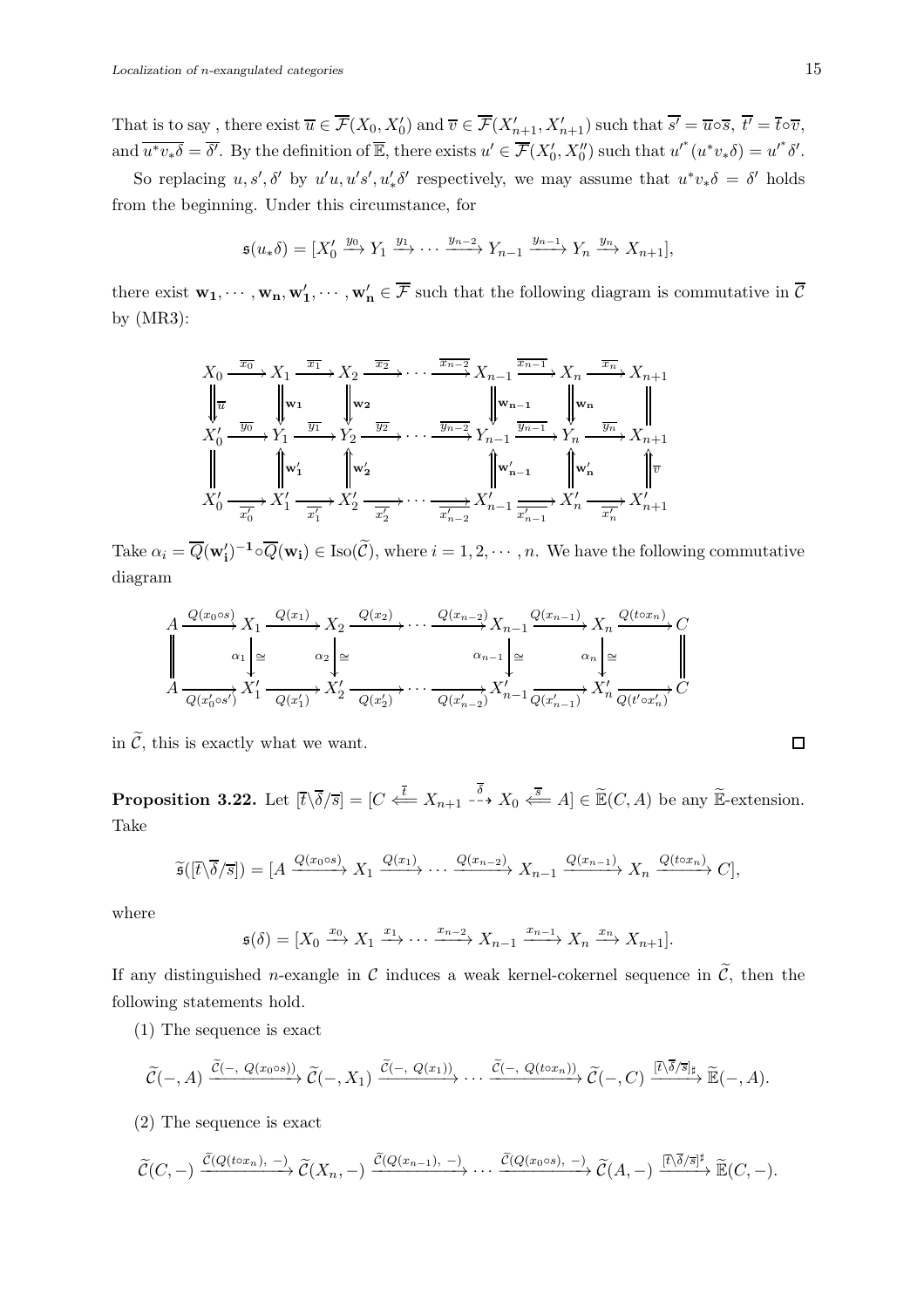That is to say , there exist $\overline{u} \in \overline{\mathcal{F}}(X_0, X_0')$ and $\overline{v} \in \overline{\mathcal{F}}(X_{n+1}', X_{n+1}')$ such that $\overline{s'} = \overline{u} \circ \overline{s}$, $\overline{t'} = \overline{t} \circ \overline{v}$, and $\overline{u^* v_* \delta} = \overline{\delta'}$. By the definition of $\overline{\mathbb{E}}$, there exists $u' \in \overline{\mathcal{F}}(X_0', X_0'')$ such that $u'^*(u^* v_* \delta) = u'^* \delta'$.

So replacing $u, s', \delta'$ by $u'u, u's', u'_*\delta'$ respectively, we may assume that $u^* v_* \delta = \delta'$ holds from the beginning. Under this circumstance, for

$$\mathfrak{s}(u_*\delta) = [X_0' \xrightarrow{y_0} Y_1 \xrightarrow{y_1} \cdots \xrightarrow{y_{n-2}} Y_{n-1} \xrightarrow{y_{n-1}} Y_n \xrightarrow{y_n} X_{n+1}],$$

there exist $\mathbf{w_1}, \cdots, \mathbf{w_n}, \mathbf{w_1'}, \cdots, \mathbf{w_n'} \in \overline{\mathcal{F}}$ such that the following diagram is commutative in $\overline{\mathcal{C}}$ by (MR3):

$$\begin{array}{ccccccccccccc}
X_0 & \xrightarrow{\overline{x_0}} & X_1 & \xrightarrow{\overline{x_1}} & X_2 & \xrightarrow{\overline{x_2}} & \cdots & \xrightarrow{\overline{x_{n-2}}} & X_{n-1} & \xrightarrow{\overline{x_{n-1}}} & X_n & \xrightarrow{\overline{x_n}} & X_{n+1} \\
\Downarrow{\scriptstyle \overline{u}} & & \Downarrow{\scriptstyle \mathbf{w_1}} & & \Downarrow{\scriptstyle \mathbf{w_2}} & & & & \Downarrow{\scriptstyle \mathbf{w_{n-1}}} & & \Downarrow{\scriptstyle \mathbf{w_n}} & & \| \\
X_0' & \xrightarrow{\overline{y_0}} & Y_1 & \xrightarrow{\overline{y_1}} & Y_2 & \xrightarrow{\overline{y_2}} & \cdots & \xrightarrow{\overline{y_{n-2}}} & Y_{n-1} & \xrightarrow{\overline{y_{n-1}}} & Y_n & \xrightarrow{\overline{y_n}} & X_{n+1} \\
\| & & \Uparrow{\scriptstyle \mathbf{w_1'}} & & \Uparrow{\scriptstyle \mathbf{w_2'}} & & & & \Uparrow{\scriptstyle \mathbf{w_{n-1}'}} & & \Uparrow{\scriptstyle \mathbf{w_n'}} & & \Uparrow{\scriptstyle \overline{v}} \\
X_0' & \xrightarrow[\overline{x_0'}]{} & X_1' & \xrightarrow[\overline{x_1'}]{} & X_2' & \xrightarrow[\overline{x_2'}]{} & \cdots & \xrightarrow[\overline{x_{n-2}'}]{} & X_{n-1}' & \xrightarrow[\overline{x_{n-1}'}]{} & X_n' & \xrightarrow[\overline{x_n'}]{} & X_{n+1}'
\end{array}$$

Take $\alpha_i = \overline{Q}(\mathbf{w_i'})^{-1} \circ \overline{Q}(\mathbf{w_i}) \in \mathrm{Iso}(\widetilde{\mathcal{C}})$, where $i = 1, 2, \cdots, n$. We have the following commutative diagram

$$\begin{array}{ccccccccccccc}
A & \xrightarrow{Q(x_0 \circ s)} & X_1 & \xrightarrow{Q(x_1)} & X_2 & \xrightarrow{Q(x_2)} & \cdots & \xrightarrow{Q(x_{n-2})} & X_{n-1} & \xrightarrow{Q(x_{n-1})} & X_n & \xrightarrow{Q(t \circ x_n)} & C \\
\| & & {\scriptstyle \alpha_1} \downarrow \cong & & {\scriptstyle \alpha_2} \downarrow \cong & & & & {\scriptstyle \alpha_{n-1}} \downarrow \cong & & {\scriptstyle \alpha_n} \downarrow \cong & & \| \\
A & \xrightarrow[Q(x_0' \circ s')]{} & X_1' & \xrightarrow[Q(x_1')]{} & X_2' & \xrightarrow[Q(x_2')]{} & \cdots & \xrightarrow[Q(x_{n-2}')]{} & X_{n-1}' & \xrightarrow[Q(x_{n-1}')]{} & X_n' & \xrightarrow[Q(t' \circ x_n')]{} & C
\end{array}$$

in $\widetilde{\mathcal{C}}$, this is exactly what we want. $\square$

**Proposition 3.22.** Let $[\overline{t} \backslash \overline{\delta} / \overline{s}] = [C \overset{\overline{t}}{\Longleftarrow} X_{n+1} \overset{\overline{\delta}}{\dashrightarrow} X_0 \overset{\overline{s}}{\Longleftarrow} A] \in \widetilde{\mathbb{E}}(C, A)$ be any $\widetilde{\mathbb{E}}$-extension. Take

$$\widetilde{\mathfrak{s}}([\overline{t} \backslash \overline{\delta} / \overline{s}]) = [A \xrightarrow{Q(x_0 \circ s)} X_1 \xrightarrow{Q(x_1)} \cdots \xrightarrow{Q(x_{n-2})} X_{n-1} \xrightarrow{Q(x_{n-1})} X_n \xrightarrow{Q(t \circ x_n)} C],$$

where

$$\mathfrak{s}(\delta) = [X_0 \xrightarrow{x_0} X_1 \xrightarrow{x_1} \cdots \xrightarrow{x_{n-2}} X_{n-1} \xrightarrow{x_{n-1}} X_n \xrightarrow{x_n} X_{n+1}].$$

If any distinguished $n$-exangle in $\mathcal{C}$ induces a weak kernel-cokernel sequence in $\widetilde{\mathcal{C}}$, then the following statements hold.

(1) The sequence is exact

$$\widetilde{\mathcal{C}}(-, A) \xrightarrow{\widetilde{\mathcal{C}}(-,\ Q(x_0 \circ s))} \widetilde{\mathcal{C}}(-, X_1) \xrightarrow{\widetilde{\mathcal{C}}(-,\ Q(x_1))} \cdots \xrightarrow{\widetilde{\mathcal{C}}(-,\ Q(t \circ x_n))} \widetilde{\mathcal{C}}(-, C) \xrightarrow{[\overline{t} \backslash \overline{\delta} / \overline{s}]_\sharp} \widetilde{\mathbb{E}}(-, A).$$

(2) The sequence is exact

$$\widetilde{\mathcal{C}}(C, -) \xrightarrow{\widetilde{\mathcal{C}}(Q(t \circ x_n),\ -)} \widetilde{\mathcal{C}}(X_n, -) \xrightarrow{\widetilde{\mathcal{C}}(Q(x_{n-1}),\ -)} \cdots \xrightarrow{\widetilde{\mathcal{C}}(Q(x_0 \circ s),\ -)} \widetilde{\mathcal{C}}(A, -) \xrightarrow{[\overline{t} \backslash \overline{\delta} / \overline{s}]^\sharp} \widetilde{\mathbb{E}}(C, -).$$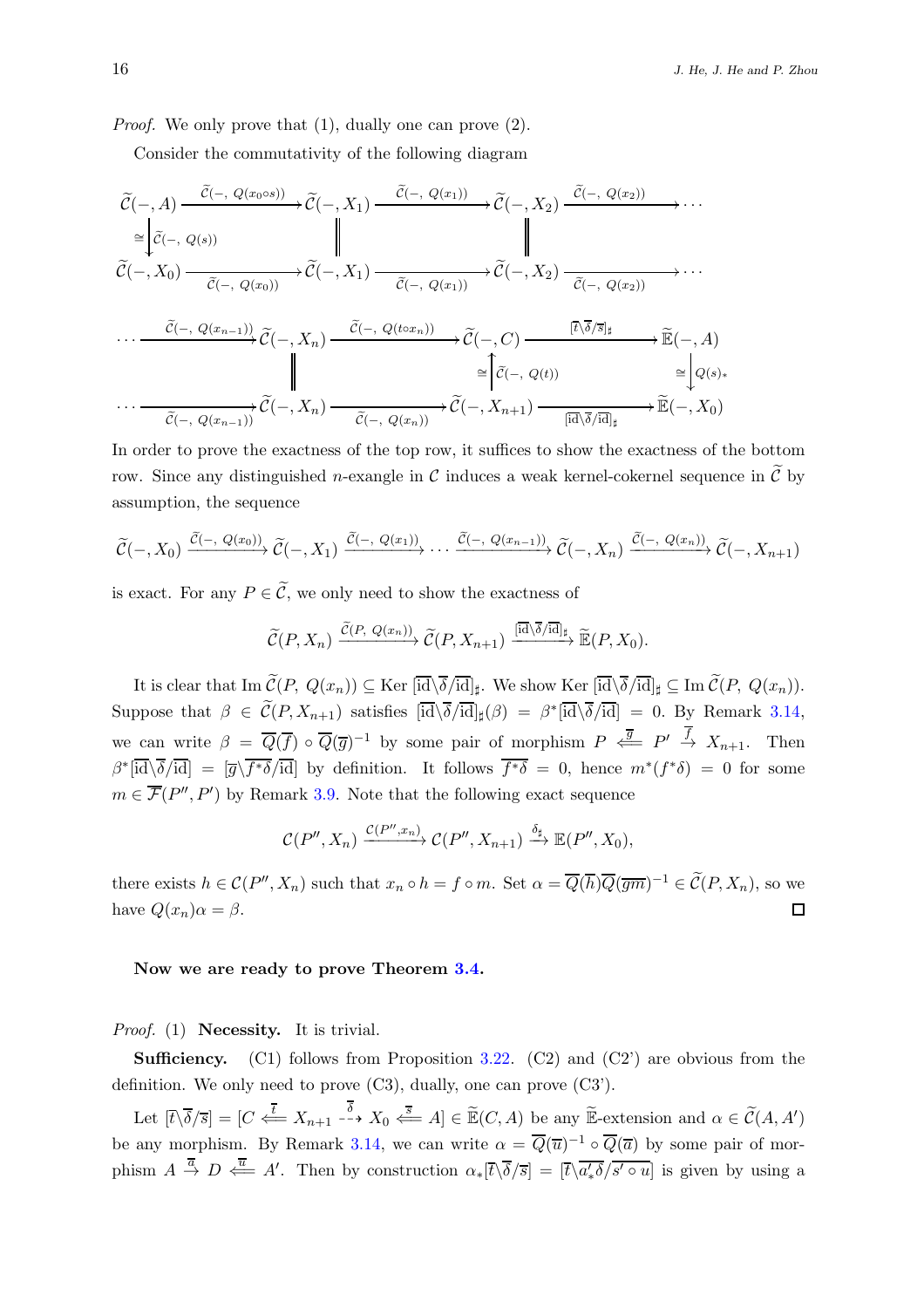*Proof.* We only prove that (1), dually one can prove (2).

Consider the commutativity of the following diagram

$$
\begin{array}{ccccccc}
\widetilde{\mathcal{C}}(-,A) & \xrightarrow{\widetilde{\mathcal{C}}(-,\,Q(x_0\circ s))} & \widetilde{\mathcal{C}}(-,X_1) & \xrightarrow{\widetilde{\mathcal{C}}(-,\,Q(x_1))} & \widetilde{\mathcal{C}}(-,X_2) & \xrightarrow{\widetilde{\mathcal{C}}(-,\,Q(x_2))} & \cdots \\
{\scriptstyle\cong}\downarrow{\scriptstyle \widetilde{\mathcal{C}}(-,\,Q(s))} & & \| & & \| & & \\
\widetilde{\mathcal{C}}(-,X_0) & \xrightarrow[\widetilde{\mathcal{C}}(-,\,Q(x_0))]{} & \widetilde{\mathcal{C}}(-,X_1) & \xrightarrow[\widetilde{\mathcal{C}}(-,\,Q(x_1))]{} & \widetilde{\mathcal{C}}(-,X_2) & \xrightarrow[\widetilde{\mathcal{C}}(-,\,Q(x_2))]{} & \cdots
\end{array}
$$

$$
\begin{array}{ccccccc}
\cdots & \xrightarrow{\widetilde{\mathcal{C}}(-,\,Q(x_{n-1}))} & \widetilde{\mathcal{C}}(-,X_n) & \xrightarrow{\widetilde{\mathcal{C}}(-,\,Q(t\circ x_n))} & \widetilde{\mathcal{C}}(-,C) & \xrightarrow{[\overline{t}\backslash\overline{\delta}/\overline{s}]_\sharp} & \widetilde{\mathbb{E}}(-,A) \\
 & & \| & & {\scriptstyle\cong}\uparrow{\scriptstyle\widetilde{\mathcal{C}}(-,\,Q(t))} & & {\scriptstyle\cong}\downarrow{\scriptstyle Q(s)_*} \\
\cdots & \xrightarrow[\widetilde{\mathcal{C}}(-,\,Q(x_{n-1}))]{} & \widetilde{\mathcal{C}}(-,X_n) & \xrightarrow[\widetilde{\mathcal{C}}(-,\,Q(x_n))]{} & \widetilde{\mathcal{C}}(-,X_{n+1}) & \xrightarrow[{[\overline{\mathrm{id}}\backslash\overline{\delta}/\overline{\mathrm{id}}]_\sharp}]{} & \widetilde{\mathbb{E}}(-,X_0)
\end{array}
$$

In order to prove the exactness of the top row, it suffices to show the exactness of the bottom row. Since any distinguished $n$-exangle in $\mathcal{C}$ induces a weak kernel-cokernel sequence in $\widetilde{\mathcal{C}}$ by assumption, the sequence

$$
\widetilde{\mathcal{C}}(-,X_0) \xrightarrow{\widetilde{\mathcal{C}}(-,\,Q(x_0))} \widetilde{\mathcal{C}}(-,X_1) \xrightarrow{\widetilde{\mathcal{C}}(-,\,Q(x_1))} \cdots \xrightarrow{\widetilde{\mathcal{C}}(-,\,Q(x_{n-1}))} \widetilde{\mathcal{C}}(-,X_n) \xrightarrow{\widetilde{\mathcal{C}}(-,\,Q(x_n))} \widetilde{\mathcal{C}}(-,X_{n+1})
$$

is exact. For any $P \in \widetilde{\mathcal{C}}$, we only need to show the exactness of

$$
\widetilde{\mathcal{C}}(P,X_n) \xrightarrow{\widetilde{\mathcal{C}}(P,\,Q(x_n))} \widetilde{\mathcal{C}}(P,X_{n+1}) \xrightarrow{[\overline{\mathrm{id}}\backslash\overline{\delta}/\overline{\mathrm{id}}]_\sharp} \widetilde{\mathbb{E}}(P,X_0).
$$

It is clear that $\operatorname{Im}\widetilde{\mathcal{C}}(P,\,Q(x_n)) \subseteq \operatorname{Ker}\,[\overline{\mathrm{id}}\backslash\overline{\delta}/\overline{\mathrm{id}}]_\sharp$. We show $\operatorname{Ker}\,[\overline{\mathrm{id}}\backslash\overline{\delta}/\overline{\mathrm{id}}]_\sharp \subseteq \operatorname{Im}\widetilde{\mathcal{C}}(P,\,Q(x_n))$. Suppose that $\beta \in \widetilde{\mathcal{C}}(P,X_{n+1})$ satisfies $[\overline{\mathrm{id}}\backslash\overline{\delta}/\overline{\mathrm{id}}]_\sharp(\beta) = \beta^*[\overline{\mathrm{id}}\backslash\overline{\delta}/\overline{\mathrm{id}}] = 0$. By Remark 3.14, we can write $\beta = \overline{Q}(\overline{f}) \circ \overline{Q}(\overline{g})^{-1}$ by some pair of morphism $P \overset{\overline{g}}{\Longleftarrow} P' \overset{\overline{f}}{\to} X_{n+1}$. Then $\beta^*[\overline{\mathrm{id}}\backslash\overline{\delta}/\overline{\mathrm{id}}] = [\overline{g}\backslash\overline{f^*\delta}/\overline{\mathrm{id}}]$ by definition. It follows $\overline{f^*\delta} = 0$, hence $m^*(f^*\delta) = 0$ for some $m \in \overline{\mathcal{F}}(P'',P')$ by Remark 3.9. Note that the following exact sequence

$$
\mathcal{C}(P'',X_n) \xrightarrow{\mathcal{C}(P'',x_n)} \mathcal{C}(P'',X_{n+1}) \xrightarrow{\delta_\sharp} \mathbb{E}(P'',X_0),
$$

there exists $h \in \mathcal{C}(P'',X_n)$ such that $x_n \circ h = f \circ m$. Set $\alpha = \overline{Q}(\overline{h})\overline{Q}(\overline{gm})^{-1} \in \widetilde{\mathcal{C}}(P,X_n)$, so we have $Q(x_n)\alpha = \beta$. $\square$

**Now we are ready to prove Theorem 3.4.**

*Proof.* (1) **Necessity.** It is trivial.

**Sufficiency.** (C1) follows from Proposition 3.22. (C2) and (C2') are obvious from the definition. We only need to prove (C3), dually, one can prove (C3').

Let $[\overline{t}\backslash\overline{\delta}/\overline{s}] = [C \overset{\overline{t}}{\Longleftarrow} X_{n+1} \overset{\overline{\delta}}{\dashrightarrow} X_0 \overset{\overline{s}}{\Longleftarrow} A] \in \widetilde{\mathbb{E}}(C,A)$ be any $\widetilde{\mathbb{E}}$-extension and $\alpha \in \widetilde{\mathcal{C}}(A,A')$ be any morphism. By Remark 3.14, we can write $\alpha = \overline{Q}(\overline{u})^{-1} \circ \overline{Q}(\overline{a})$ by some pair of morphism $A \overset{\overline{a}}{\to} D \overset{\overline{u}}{\Longleftarrow} A'$. Then by construction $\alpha_*[\overline{t}\backslash\overline{\delta}/\overline{s}] = [\overline{t}\backslash\overline{a'_*\delta}/\overline{s'\circ u}]$ is given by using a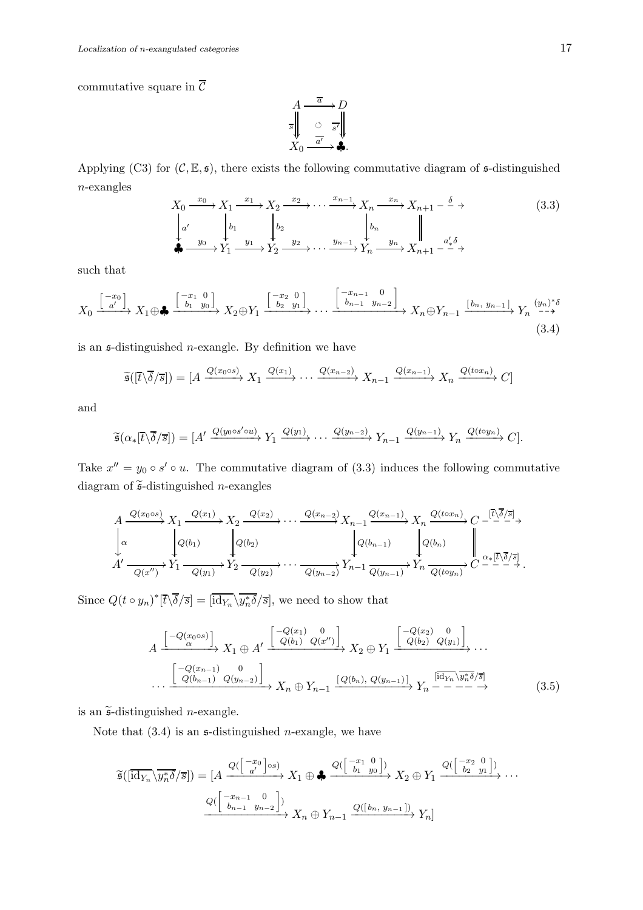commutative square in $\overline{\mathcal{C}}$

$$\begin{array}{ccc} A & \xrightarrow{\overline{a}} & D \\ {\scriptstyle \overline{s}}\Big\Downarrow & \circlearrowright & \Big\Downarrow{\scriptstyle \overline{s'}} \\ X_0 & \xrightarrow{\overline{a'}} & \clubsuit. \end{array}$$

Applying (C3) for $(\mathcal{C}, \mathbb{E}, \mathfrak{s})$, there exists the following commutative diagram of $\mathfrak{s}$-distinguished $n$-exangles

$$\begin{array}{ccccccccccccc} X_0 & \xrightarrow{x_0} & X_1 & \xrightarrow{x_1} & X_2 & \xrightarrow{x_2} & \cdots & \xrightarrow{x_{n-1}} & X_n & \xrightarrow{x_n} & X_{n+1} & \overset{\delta}{\dashrightarrow} \\ \downarrow{\scriptstyle a'} & & \downarrow{\scriptstyle b_1} & & \downarrow{\scriptstyle b_2} & & & & \downarrow{\scriptstyle b_n} & & \| & \\ \clubsuit & \xrightarrow{y_0} & Y_1 & \xrightarrow{y_1} & Y_2 & \xrightarrow{y_2} & \cdots & \xrightarrow{y_{n-1}} & Y_n & \xrightarrow{y_n} & X_{n+1} & \overset{a'_*\delta}{\dashrightarrow} \end{array} \tag{3.3}$$

such that

$$X_0 \xrightarrow{\left[\begin{smallmatrix} -x_0 \\ a' \end{smallmatrix}\right]} X_1 \oplus \clubsuit \xrightarrow{\left[\begin{smallmatrix} -x_1 & 0 \\ b_1 & y_0 \end{smallmatrix}\right]} X_2 \oplus Y_1 \xrightarrow{\left[\begin{smallmatrix} -x_2 & 0 \\ b_2 & y_1 \end{smallmatrix}\right]} \cdots \xrightarrow{\left[\begin{smallmatrix} -x_{n-1} & 0 \\ b_{n-1} & y_{n-2} \end{smallmatrix}\right]} X_n \oplus Y_{n-1} \xrightarrow{[b_n,\ y_{n-1}]} Y_n \overset{(y_n)^*\delta}{\dashrightarrow} \tag{3.4}$$

is an $\mathfrak{s}$-distinguished $n$-exangle. By definition we have

$$\widetilde{\mathfrak{s}}([\overline{t}\backslash\overline{\delta}/\overline{s}]) = [A \xrightarrow{Q(x_0 \circ s)} X_1 \xrightarrow{Q(x_1)} \cdots \xrightarrow{Q(x_{n-2})} X_{n-1} \xrightarrow{Q(x_{n-1})} X_n \xrightarrow{Q(t \circ x_n)} C]$$

and

$$\widetilde{\mathfrak{s}}(\alpha_*[\overline{t}\backslash\overline{\delta}/\overline{s}]) = [A' \xrightarrow{Q(y_0 \circ s' \circ u)} Y_1 \xrightarrow{Q(y_1)} \cdots \xrightarrow{Q(y_{n-2})} Y_{n-1} \xrightarrow{Q(y_{n-1})} Y_n \xrightarrow{Q(t \circ y_n)} C].$$

Take $x'' = y_0 \circ s' \circ u$. The commutative diagram of (3.3) induces the following commutative diagram of $\widetilde{\mathfrak{s}}$-distinguished $n$-exangles

$$\begin{array}{ccccccccccccccc} A & \xrightarrow{Q(x_0 \circ s)} & X_1 & \xrightarrow{Q(x_1)} & X_2 & \xrightarrow{Q(x_2)} & \cdots & \xrightarrow{Q(x_{n-2})} & X_{n-1} & \xrightarrow{Q(x_{n-1})} & X_n & \xrightarrow{Q(t \circ x_n)} & C & \overset{[\overline{t}\backslash\overline{\delta}/\overline{s}]}{\dashrightarrow} \\ \downarrow{\scriptstyle \alpha} & & \downarrow{\scriptstyle Q(b_1)} & & \downarrow{\scriptstyle Q(b_2)} & & & & \downarrow{\scriptstyle Q(b_{n-1})} & & \downarrow{\scriptstyle Q(b_n)} & & \| & \\ A' & \xrightarrow[Q(x'')]{} & Y_1 & \xrightarrow[Q(y_1)]{} & Y_2 & \xrightarrow[Q(y_2)]{} & \cdots & \xrightarrow[Q(y_{n-2})]{} & Y_{n-1} & \xrightarrow[Q(y_{n-1})]{} & Y_n & \xrightarrow[Q(t \circ y_n)]{} & C & \overset{\alpha_*[\overline{t}\backslash\overline{\delta}/\overline{s}]}{\dashrightarrow}. \end{array}$$

Since $Q(t \circ y_n)^*[\overline{t}\backslash\overline{\delta}/\overline{s}] = [\overline{\mathrm{id}_{Y_n}}\backslash\overline{y_n^*\delta}/\overline{s}]$, we need to show that

$$\begin{aligned} A \xrightarrow{\left[\begin{smallmatrix} -Q(x_0 \circ s) \\ \alpha \end{smallmatrix}\right]} X_1 \oplus A' \xrightarrow{\left[\begin{smallmatrix} -Q(x_1) & 0 \\ Q(b_1) & Q(x'') \end{smallmatrix}\right]} X_2 \oplus Y_1 \xrightarrow{\left[\begin{smallmatrix} -Q(x_2) & 0 \\ Q(b_2) & Q(y_1) \end{smallmatrix}\right]} \cdots \\ \cdots \xrightarrow{\left[\begin{smallmatrix} -Q(x_{n-1}) & 0 \\ Q(b_{n-1}) & Q(y_{n-2}) \end{smallmatrix}\right]} X_n \oplus Y_{n-1} \xrightarrow{[Q(b_n),\ Q(y_{n-1})]} Y_n \overset{[\overline{\mathrm{id}_{Y_n}}\backslash\overline{y_n^*\delta}/\overline{s}]}{\dashrightarrow} \end{aligned} \tag{3.5}$$

is an $\widetilde{\mathfrak{s}}$-distinguished $n$-exangle.

Note that (3.4) is an $\mathfrak{s}$-distinguished $n$-exangle, we have

$$\begin{aligned} \widetilde{\mathfrak{s}}([\overline{\mathrm{id}_{Y_n}}\backslash\overline{y_n^*\delta}/\overline{s}]) = [A \xrightarrow{Q(\left[\begin{smallmatrix} -x_0 \\ a' \end{smallmatrix}\right] \circ s)} X_1 \oplus \clubsuit \xrightarrow{Q(\left[\begin{smallmatrix} -x_1 & 0 \\ b_1 & y_0 \end{smallmatrix}\right])} X_2 \oplus Y_1 \xrightarrow{Q(\left[\begin{smallmatrix} -x_2 & 0 \\ b_2 & y_1 \end{smallmatrix}\right])} \cdots \\ \xrightarrow{Q(\left[\begin{smallmatrix} -x_{n-1} & 0 \\ b_{n-1} & y_{n-2} \end{smallmatrix}\right])} X_n \oplus Y_{n-1} \xrightarrow{Q([b_n,\ y_{n-1}])} Y_n] \end{aligned}$$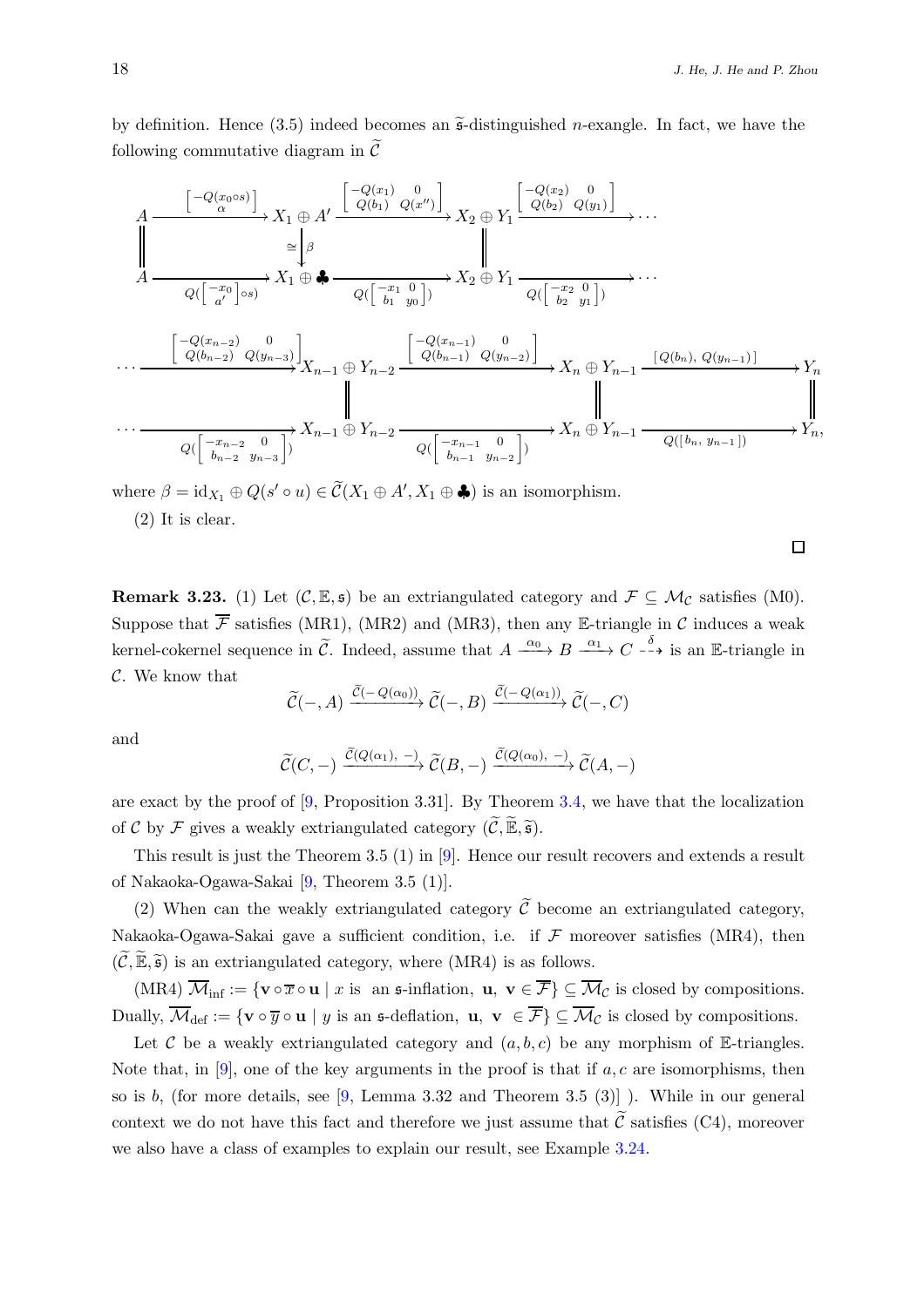by definition. Hence (3.5) indeed becomes an $\widetilde{\mathfrak{s}}$-distinguished $n$-exangle. In fact, we have the following commutative diagram in $\widetilde{\mathcal{C}}$

$$\begin{array}{ccccccc}
A & \xrightarrow{\left[\begin{smallmatrix} -Q(x_0\circ s) \\ \alpha \end{smallmatrix}\right]} & X_1 \oplus A' & \xrightarrow{\left[\begin{smallmatrix} -Q(x_1) & 0 \\ Q(b_1) & Q(x'') \end{smallmatrix}\right]} & X_2 \oplus Y_1 & \xrightarrow{\left[\begin{smallmatrix} -Q(x_2) & 0 \\ Q(b_2) & Q(y_1) \end{smallmatrix}\right]} & \cdots \\
\Vert & & \cong\downarrow\beta & & \Vert & & \\
A & \xrightarrow[Q(\left[\begin{smallmatrix} -x_0 \\ a' \end{smallmatrix}\right]\circ s)]{} & X_1 \oplus \clubsuit & \xrightarrow[Q(\left[\begin{smallmatrix} -x_1 & 0 \\ b_1 & y_0 \end{smallmatrix}\right])]{} & X_2 \oplus Y_1 & \xrightarrow[Q(\left[\begin{smallmatrix} -x_2 & 0 \\ b_2 & y_1 \end{smallmatrix}\right])]{} & \cdots
\end{array}$$

$$\begin{array}{ccccccc}
\cdots & \xrightarrow{\left[\begin{smallmatrix} -Q(x_{n-2}) & 0 \\ Q(b_{n-2}) & Q(y_{n-3}) \end{smallmatrix}\right]} & X_{n-1} \oplus Y_{n-2} & \xrightarrow{\left[\begin{smallmatrix} -Q(x_{n-1}) & 0 \\ Q(b_{n-1}) & Q(y_{n-2}) \end{smallmatrix}\right]} & X_n \oplus Y_{n-1} & \xrightarrow{[Q(b_n),\ Q(y_{n-1})]} & Y_n \\
& & \Vert & & \Vert & & \Vert \\
\cdots & \xrightarrow[Q(\left[\begin{smallmatrix} -x_{n-2} & 0 \\ b_{n-2} & y_{n-3} \end{smallmatrix}\right])]{} & X_{n-1} \oplus Y_{n-2} & \xrightarrow[Q(\left[\begin{smallmatrix} -x_{n-1} & 0 \\ b_{n-1} & y_{n-2} \end{smallmatrix}\right])]{} & X_n \oplus Y_{n-1} & \xrightarrow[Q([b_n,\ y_{n-1}])]{} & Y_n,
\end{array}$$

where $\beta = \mathrm{id}_{X_1} \oplus Q(s' \circ u) \in \widetilde{\mathcal{C}}(X_1 \oplus A', X_1 \oplus \clubsuit)$ is an isomorphism.

(2) It is clear. $\square$

**Remark 3.23.** (1) Let $(\mathcal{C}, \mathbb{E}, \mathfrak{s})$ be an extriangulated category and $\mathcal{F} \subseteq \mathcal{M}_{\mathcal{C}}$ satisfies (M0). Suppose that $\overline{\mathcal{F}}$ satisfies (MR1), (MR2) and (MR3), then any $\mathbb{E}$-triangle in $\mathcal{C}$ induces a weak kernel-cokernel sequence in $\widetilde{\mathcal{C}}$. Indeed, assume that $A \xrightarrow{\alpha_0} B \xrightarrow{\alpha_1} C \overset{\delta}{\dashrightarrow}$ is an $\mathbb{E}$-triangle in $\mathcal{C}$. We know that

$$\widetilde{\mathcal{C}}(-, A) \xrightarrow{\widetilde{\mathcal{C}}(-\,Q(\alpha_0))} \widetilde{\mathcal{C}}(-, B) \xrightarrow{\widetilde{\mathcal{C}}(-\,Q(\alpha_1))} \widetilde{\mathcal{C}}(-, C)$$

and

$$\widetilde{\mathcal{C}}(C, -) \xrightarrow{\widetilde{\mathcal{C}}(Q(\alpha_1),\ -)} \widetilde{\mathcal{C}}(B, -) \xrightarrow{\widetilde{\mathcal{C}}(Q(\alpha_0),\ -)} \widetilde{\mathcal{C}}(A, -)$$

are exact by the proof of [9, Proposition 3.31]. By Theorem 3.4, we have that the localization of $\mathcal{C}$ by $\mathcal{F}$ gives a weakly extriangulated category $(\widetilde{\mathcal{C}}, \widetilde{\mathbb{E}}, \widetilde{\mathfrak{s}})$.

This result is just the Theorem 3.5 (1) in [9]. Hence our result recovers and extends a result of Nakaoka-Ogawa-Sakai [9, Theorem 3.5 (1)].

(2) When can the weakly extriangulated category $\widetilde{\mathcal{C}}$ become an extriangulated category, Nakaoka-Ogawa-Sakai gave a sufficient condition, i.e. if $\mathcal{F}$ moreover satisfies (MR4), then $(\widetilde{\mathcal{C}}, \widetilde{\mathbb{E}}, \widetilde{\mathfrak{s}})$ is an extriangulated category, where (MR4) is as follows.

(MR4) $\overline{\mathcal{M}}_{\mathrm{inf}} := \{\mathbf{v} \circ \overline{x} \circ \mathbf{u} \mid x \text{ is an } \mathfrak{s}\text{-inflation},\ \mathbf{u},\ \mathbf{v} \in \overline{\mathcal{F}}\} \subseteq \overline{\mathcal{M}}_{\mathcal{C}}$ is closed by compositions. Dually, $\overline{\mathcal{M}}_{\mathrm{def}} := \{\mathbf{v} \circ \overline{y} \circ \mathbf{u} \mid y \text{ is an } \mathfrak{s}\text{-deflation},\ \mathbf{u},\ \mathbf{v} \in \overline{\mathcal{F}}\} \subseteq \overline{\mathcal{M}}_{\mathcal{C}}$ is closed by compositions.

Let $\mathcal{C}$ be a weakly extriangulated category and $(a, b, c)$ be any morphism of $\mathbb{E}$-triangles. Note that, in [9], one of the key arguments in the proof is that if $a, c$ are isomorphisms, then so is $b$, (for more details, see [9, Lemma 3.32 and Theorem 3.5 (3)] ). While in our general context we do not have this fact and therefore we just assume that $\widetilde{\mathcal{C}}$ satisfies (C4), moreover we also have a class of examples to explain our result, see Example 3.24.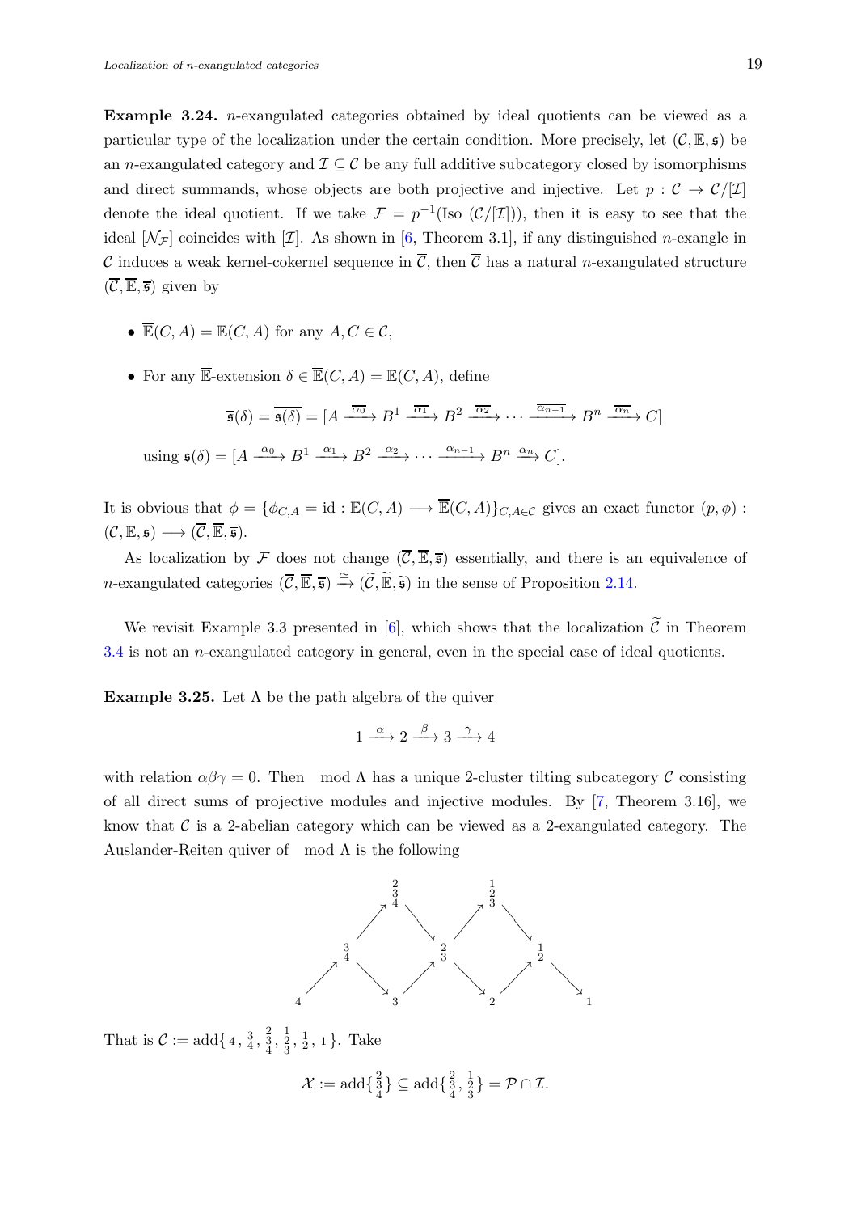**Example 3.24.** $n$-exangulated categories obtained by ideal quotients can be viewed as a particular type of the localization under the certain condition. More precisely, let $(\mathcal{C}, \mathbb{E}, \mathfrak{s})$ be an $n$-exangulated category and $\mathcal{I} \subseteq \mathcal{C}$ be any full additive subcategory closed by isomorphisms and direct summands, whose objects are both projective and injective. Let $p : \mathcal{C} \to \mathcal{C}/[\mathcal{I}]$ denote the ideal quotient. If we take $\mathcal{F} = p^{-1}(\text{Iso } (\mathcal{C}/[\mathcal{I}]))$, then it is easy to see that the ideal $[\mathcal{N}_{\mathcal{F}}]$ coincides with $[\mathcal{I}]$. As shown in [6, Theorem 3.1], if any distinguished $n$-exangle in $\mathcal{C}$ induces a weak kernel-cokernel sequence in $\overline{\mathcal{C}}$, then $\overline{\mathcal{C}}$ has a natural $n$-exangulated structure $(\overline{\mathcal{C}}, \overline{\mathbb{E}}, \overline{\mathfrak{s}})$ given by

- $\overline{\mathbb{E}}(C, A) = \mathbb{E}(C, A)$ for any $A, C \in \mathcal{C}$,
- For any $\overline{\mathbb{E}}$-extension $\delta \in \overline{\mathbb{E}}(C, A) = \mathbb{E}(C, A)$, define

$$\overline{\mathfrak{s}}(\delta) = \overline{\mathfrak{s}(\delta)} = [A \xrightarrow{\overline{\alpha_0}} B^1 \xrightarrow{\overline{\alpha_1}} B^2 \xrightarrow{\overline{\alpha_2}} \cdots \xrightarrow{\overline{\alpha_{n-1}}} B^n \xrightarrow{\overline{\alpha_n}} C]$$

  using $\mathfrak{s}(\delta) = [A \xrightarrow{\alpha_0} B^1 \xrightarrow{\alpha_1} B^2 \xrightarrow{\alpha_2} \cdots \xrightarrow{\alpha_{n-1}} B^n \xrightarrow{\alpha_n} C]$.

It is obvious that $\phi = \{\phi_{C,A} = \text{id} : \mathbb{E}(C, A) \longrightarrow \overline{\mathbb{E}}(C, A)\}_{C,A \in \mathcal{C}}$ gives an exact functor $(p, \phi) : (\mathcal{C}, \mathbb{E}, \mathfrak{s}) \longrightarrow (\overline{\mathcal{C}}, \overline{\mathbb{E}}, \overline{\mathfrak{s}})$.

As localization by $\mathcal{F}$ does not change $(\overline{\mathcal{C}}, \overline{\mathbb{E}}, \overline{\mathfrak{s}})$ essentially, and there is an equivalence of $n$-exangulated categories $(\overline{\mathcal{C}}, \overline{\mathbb{E}}, \overline{\mathfrak{s}}) \xrightarrow{\simeq} (\widetilde{\mathcal{C}}, \widetilde{\mathbb{E}}, \widetilde{\mathfrak{s}})$ in the sense of Proposition 2.14.

We revisit Example 3.3 presented in [6], which shows that the localization $\widetilde{\mathcal{C}}$ in Theorem 3.4 is not an $n$-exangulated category in general, even in the special case of ideal quotients.

**Example 3.25.** Let $\Lambda$ be the path algebra of the quiver

$$1 \xrightarrow{\alpha} 2 \xrightarrow{\beta} 3 \xrightarrow{\gamma} 4$$

with relation $\alpha\beta\gamma = 0$. Then mod $\Lambda$ has a unique 2-cluster tilting subcategory $\mathcal{C}$ consisting of all direct sums of projective modules and injective modules. By [7, Theorem 3.16], we know that $\mathcal{C}$ is a 2-abelian category which can be viewed as a 2-exangulated category. The Auslander-Reiten quiver of mod $\Lambda$ is the following

$$\begin{array}{ccccccc}
 & & \begin{smallmatrix}2\\3\\4\end{smallmatrix} & & \begin{smallmatrix}1\\2\\3\end{smallmatrix} & & \\
 & \nearrow & & \searrow \quad \nearrow & & \searrow & \\
 & \begin{smallmatrix}3\\4\end{smallmatrix} & & \begin{smallmatrix}2\\3\end{smallmatrix} & & \begin{smallmatrix}1\\2\end{smallmatrix} & \\
\nearrow & & \searrow \quad \nearrow & & \searrow \quad \nearrow & & \searrow \\
4 & & 3 & & 2 & & 1
\end{array}$$

That is $\mathcal{C} := \text{add}\{4, \begin{smallmatrix}3\\4\end{smallmatrix}, \begin{smallmatrix}2\\3\\4\end{smallmatrix}, \begin{smallmatrix}1\\2\\3\end{smallmatrix}, \begin{smallmatrix}1\\2\end{smallmatrix}, 1\}$. Take

$$\mathcal{X} := \text{add}\{\begin{smallmatrix}2\\3\\4\end{smallmatrix}\} \subseteq \text{add}\{\begin{smallmatrix}2\\3\\4\end{smallmatrix}, \begin{smallmatrix}1\\2\\3\end{smallmatrix}\} = \mathcal{P} \cap \mathcal{I}.$$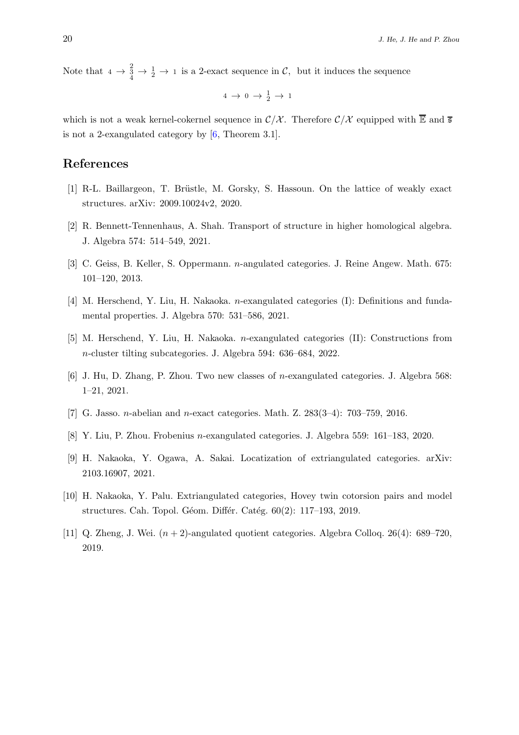Note that $4 \to \begin{smallmatrix} 2 \\ 3 \\ 4 \end{smallmatrix} \to \begin{smallmatrix} 1 \\ 2 \end{smallmatrix} \to 1$ is a 2-exact sequence in $\mathcal{C}$, but it induces the sequence

$$4 \to 0 \to \begin{smallmatrix} 1 \\ 2 \end{smallmatrix} \to 1$$

which is not a weak kernel-cokernel sequence in $\mathcal{C}/\mathcal{X}$. Therefore $\mathcal{C}/\mathcal{X}$ equipped with $\overline{\mathbb{E}}$ and $\overline{\mathfrak{s}}$ is not a 2-exangulated category by [6, Theorem 3.1].

## References

[1] R-L. Baillargeon, T. Brüstle, M. Gorsky, S. Hassoun. On the lattice of weakly exact structures. arXiv: 2009.10024v2, 2020.

[2] R. Bennett-Tennenhaus, A. Shah. Transport of structure in higher homological algebra. J. Algebra 574: 514–549, 2021.

[3] C. Geiss, B. Keller, S. Oppermann. $n$-angulated categories. J. Reine Angew. Math. 675: 101–120, 2013.

[4] M. Herschend, Y. Liu, H. Nakaoka. $n$-exangulated categories (I): Definitions and fundamental properties. J. Algebra 570: 531–586, 2021.

[5] M. Herschend, Y. Liu, H. Nakaoka. $n$-exangulated categories (II): Constructions from $n$-cluster tilting subcategories. J. Algebra 594: 636–684, 2022.

[6] J. Hu, D. Zhang, P. Zhou. Two new classes of $n$-exangulated categories. J. Algebra 568: 1–21, 2021.

[7] G. Jasso. $n$-abelian and $n$-exact categories. Math. Z. 283(3–4): 703–759, 2016.

[8] Y. Liu, P. Zhou. Frobenius $n$-exangulated categories. J. Algebra 559: 161–183, 2020.

[9] H. Nakaoka, Y. Ogawa, A. Sakai. Locatization of extriangulated categories. arXiv: 2103.16907, 2021.

[10] H. Nakaoka, Y. Palu. Extriangulated categories, Hovey twin cotorsion pairs and model structures. Cah. Topol. Géom. Différ. Catég. 60(2): 117–193, 2019.

[11] Q. Zheng, J. Wei. $(n+2)$-angulated quotient categories. Algebra Colloq. 26(4): 689–720, 2019.